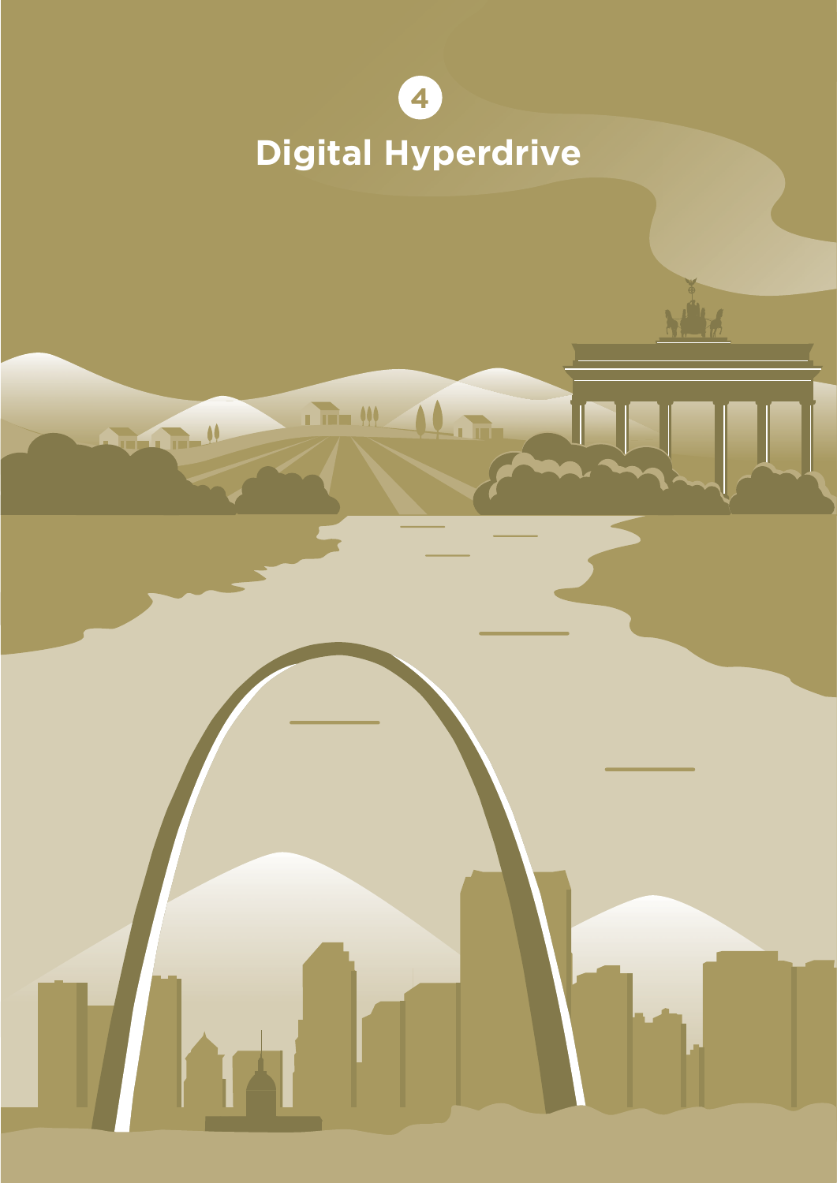4

# Digital Hyperdrive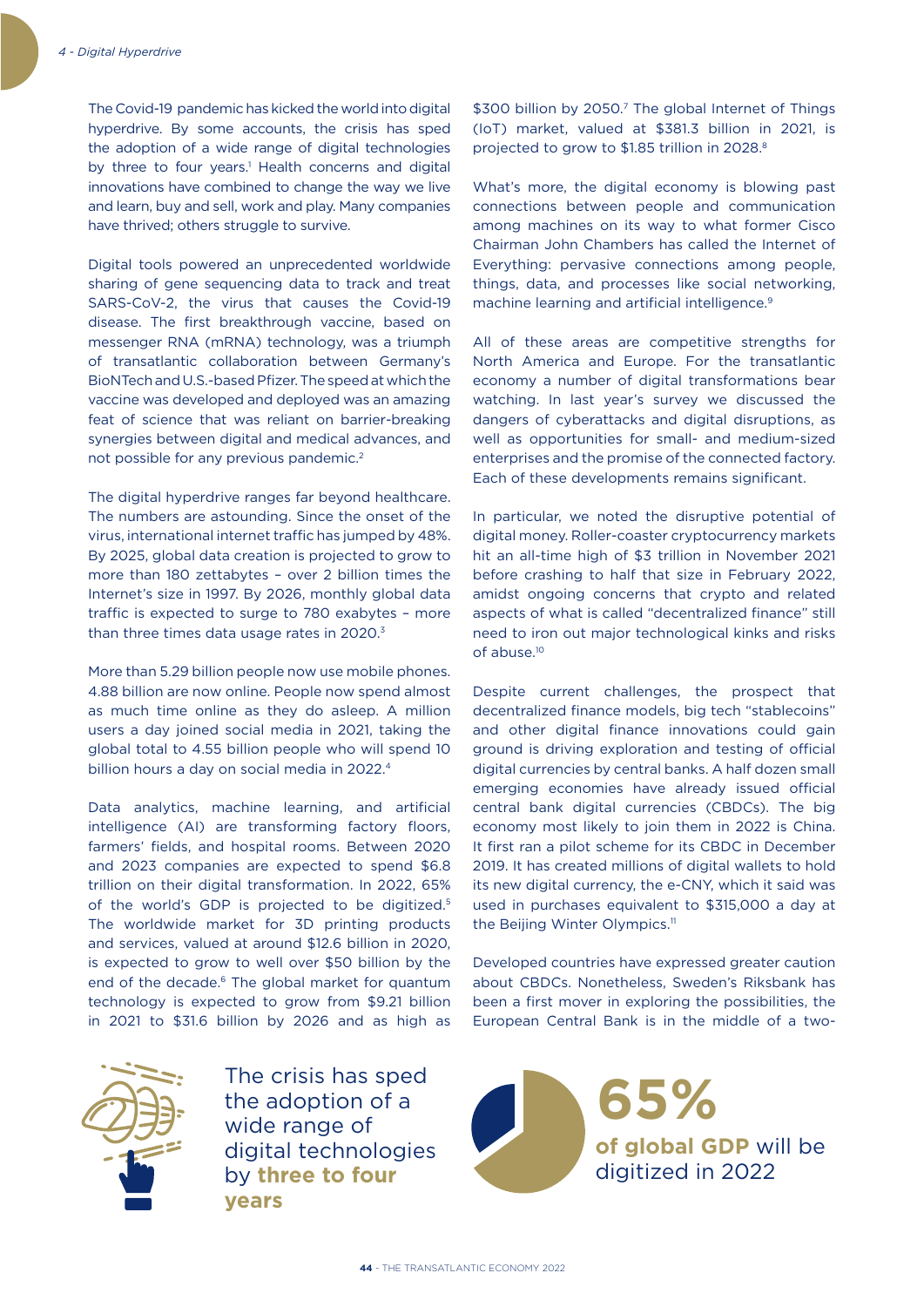The Covid-19 pandemic has kicked the world into digital hyperdrive. By some accounts, the crisis has sped the adoption of a wide range of digital technologies by three to four years.[1] Health concerns and digital innovations have combined to change the way we live and learn, buy and sell, work and play. Many companies have thrived; others struggle to survive.

Digital tools powered an unprecedented worldwide sharing of gene sequencing data to track and treat SARS-CoV-2, the virus that causes the Covid-19 disease. The first breakthrough vaccine, based on messenger RNA (mRNA) technology, was a triumph of transatlantic collaboration between Germany's BioNTech and U.S.-based Pfizer. The speed at which the vaccine was developed and deployed was an amazing feat of science that was reliant on barrier-breaking synergies between digital and medical advances, and not possible for any previous pandemic.[2]

The digital hyperdrive ranges far beyond healthcare. The numbers are astounding. Since the onset of the virus, international internet traffic has jumped by 48%. By 2025, global data creation is projected to grow to more than 180 zettabytes – over 2 billion times the Internet's size in 1997. By 2026, monthly global data traffic is expected to surge to 780 exabytes – more than three times data usage rates in 2020.[3]

More than 5.29 billion people now use mobile phones. 4.88 billion are now online. People now spend almost as much time online as they do asleep. A million users a day joined social media in 2021, taking the global total to 4.55 billion people who will spend 10 billion hours a day on social media in 2022.[4]

Data analytics, machine learning, and artificial intelligence (AI) are transforming factory floors, farmers' fields, and hospital rooms. Between 2020 and 2023 companies are expected to spend $6.8 trillion on their digital transformation. In 2022, 65% of the world's GDP is projected to be digitized.[5] The worldwide market for 3D printing products and services, valued at around $12.6 billion in 2020, is expected to grow to well over $50 billion by the end of the decade.[6] The global market for quantum technology is expected to grow from $9.21 billion in 2021 to $31.6 billion by 2026 and as high as $300 billion by 2050.[7] The global Internet of Things (IoT) market, valued at $381.3 billion in 2021, is projected to grow to $1.85 trillion in 2028.[8]

What's more, the digital economy is blowing past connections between people and communication among machines on its way to what former Cisco Chairman John Chambers has called the Internet of Everything: pervasive connections among people, things, data, and processes like social networking, machine learning and artificial intelligence.[9]

All of these areas are competitive strengths for North America and Europe. For the transatlantic economy a number of digital transformations bear watching. In last year's survey we discussed the dangers of cyberattacks and digital disruptions, as well as opportunities for small- and medium-sized enterprises and the promise of the connected factory. Each of these developments remains significant.

In particular, we noted the disruptive potential of digital money. Roller-coaster cryptocurrency markets hit an all-time high of $3 trillion in November 2021 before crashing to half that size in February 2022, amidst ongoing concerns that crypto and related aspects of what is called "decentralized finance" still need to iron out major technological kinks and risks of abuse.[10]

Despite current challenges, the prospect that decentralized finance models, big tech "stablecoins" and other digital finance innovations could gain ground is driving exploration and testing of official digital currencies by central banks. A half dozen small emerging economies have already issued official central bank digital currencies (CBDCs). The big economy most likely to join them in 2022 is China. It first ran a pilot scheme for its CBDC in December 2019. It has created millions of digital wallets to hold its new digital currency, the e-CNY, which it said was used in purchases equivalent to $315,000 a day at the Beijing Winter Olympics.[11]

Developed countries have expressed greater caution about CBDCs. Nonetheless, Sweden's Riksbank has been a first mover in exploring the possibilities, the European Central Bank is in the middle of a two-

The crisis has sped the adoption of a wide range of digital technologies by **three to four years**

**65%**

**of global GDP** will be digitized in 2022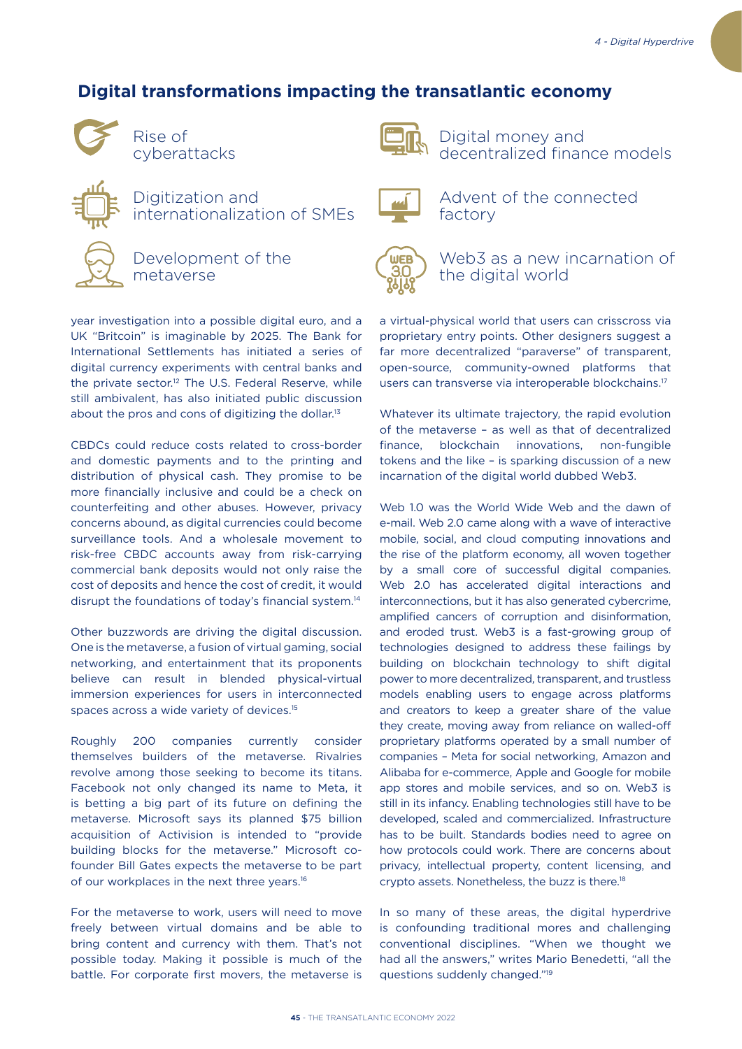## Digital transformations impacting the transatlantic economy

- Rise of cyberattacks
- Digitization and internationalization of SMEs
- Development of the metaverse
- Digital money and decentralized finance models
- Advent of the connected factory
- Web3 as a new incarnation of the digital world

year investigation into a possible digital euro, and a UK "Britcoin" is imaginable by 2025. The Bank for International Settlements has initiated a series of digital currency experiments with central banks and the private sector.[12] The U.S. Federal Reserve, while still ambivalent, has also initiated public discussion about the pros and cons of digitizing the dollar.[13]

CBDCs could reduce costs related to cross-border and domestic payments and to the printing and distribution of physical cash. They promise to be more financially inclusive and could be a check on counterfeiting and other abuses. However, privacy concerns abound, as digital currencies could become surveillance tools. And a wholesale movement to risk-free CBDC accounts away from risk-carrying commercial bank deposits would not only raise the cost of deposits and hence the cost of credit, it would disrupt the foundations of today's financial system.[14]

Other buzzwords are driving the digital discussion. One is the metaverse, a fusion of virtual gaming, social networking, and entertainment that its proponents believe can result in blended physical-virtual immersion experiences for users in interconnected spaces across a wide variety of devices.[15]

Roughly 200 companies currently consider themselves builders of the metaverse. Rivalries revolve among those seeking to become its titans. Facebook not only changed its name to Meta, it is betting a big part of its future on defining the metaverse. Microsoft says its planned $75 billion acquisition of Activision is intended to "provide building blocks for the metaverse." Microsoft co-founder Bill Gates expects the metaverse to be part of our workplaces in the next three years.[16]

For the metaverse to work, users will need to move freely between virtual domains and be able to bring content and currency with them. That's not possible today. Making it possible is much of the battle. For corporate first movers, the metaverse is a virtual-physical world that users can crisscross via proprietary entry points. Other designers suggest a far more decentralized "paraverse" of transparent, open-source, community-owned platforms that users can transverse via interoperable blockchains.[17]

Whatever its ultimate trajectory, the rapid evolution of the metaverse – as well as that of decentralized finance, blockchain innovations, non-fungible tokens and the like – is sparking discussion of a new incarnation of the digital world dubbed Web3.

Web 1.0 was the World Wide Web and the dawn of e-mail. Web 2.0 came along with a wave of interactive mobile, social, and cloud computing innovations and the rise of the platform economy, all woven together by a small core of successful digital companies. Web 2.0 has accelerated digital interactions and interconnections, but it has also generated cybercrime, amplified cancers of corruption and disinformation, and eroded trust. Web3 is a fast-growing group of technologies designed to address these failings by building on blockchain technology to shift digital power to more decentralized, transparent, and trustless models enabling users to engage across platforms and creators to keep a greater share of the value they create, moving away from reliance on walled-off proprietary platforms operated by a small number of companies – Meta for social networking, Amazon and Alibaba for e-commerce, Apple and Google for mobile app stores and mobile services, and so on. Web3 is still in its infancy. Enabling technologies still have to be developed, scaled and commercialized. Infrastructure has to be built. Standards bodies need to agree on how protocols could work. There are concerns about privacy, intellectual property, content licensing, and crypto assets. Nonetheless, the buzz is there.[18]

In so many of these areas, the digital hyperdrive is confounding traditional mores and challenging conventional disciplines. "When we thought we had all the answers," writes Mario Benedetti, "all the questions suddenly changed."[19]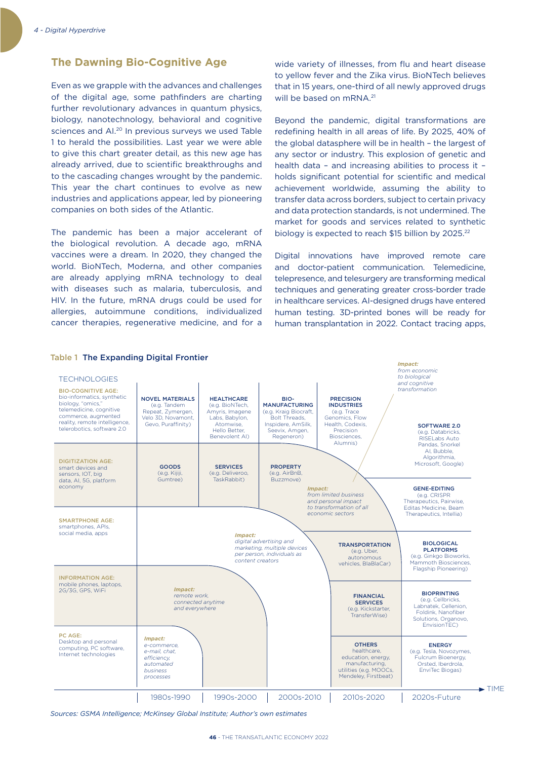## The Dawning Bio-Cognitive Age

Even as we grapple with the advances and challenges of the digital age, some pathfinders are charting further revolutionary advances in quantum physics, biology, nanotechnology, behavioral and cognitive sciences and AI.[20] In previous surveys we used Table 1 to herald the possibilities. Last year we were able to give this chart greater detail, as this new age has already arrived, due to scientific breakthroughs and to the cascading changes wrought by the pandemic. This year the chart continues to evolve as new industries and applications appear, led by pioneering companies on both sides of the Atlantic.

The pandemic has been a major accelerant of the biological revolution. A decade ago, mRNA vaccines were a dream. In 2020, they changed the world. BioNTech, Moderna, and other companies are already applying mRNA technology to deal with diseases such as malaria, tuberculosis, and HIV. In the future, mRNA drugs could be used for allergies, autoimmune conditions, individualized cancer therapies, regenerative medicine, and for a wide variety of illnesses, from flu and heart disease to yellow fever and the Zika virus. BioNTech believes that in 15 years, one-third of all newly approved drugs will be based on mRNA.[21]

Beyond the pandemic, digital transformations are redefining health in all areas of life. By 2025, 40% of the global datasphere will be in health – the largest of any sector or industry. This explosion of genetic and health data – and increasing abilities to process it – holds significant potential for scientific and medical achievement worldwide, assuming the ability to transfer data across borders, subject to certain privacy and data protection standards, is not undermined. The market for goods and services related to synthetic biology is expected to reach $15 billion by 2025.[22]

Digital innovations have improved remote care and doctor-patient communication. Telemedicine, telepresence, and telesurgery are transforming medical techniques and generating greater cross-border trade in healthcare services. AI-designed drugs have entered human testing. 3D-printed bones will be ready for human transplantation in 2022. Contact tracing apps,

**Table 1 The Expanding Digital Frontier**

| TECHNOLOGIES | 1980s-1990 | 1990s-2000 | 2000s-2010 | 2010s-2020 | 2020s-Future |
|---|---|---|---|---|---|
| **PC AGE:** Desktop and personal computing, PC software, Internet technologies | *Impact: e-commerce, e-mail, chat, efficiency, automated business processes* | | | | |
| **INFORMATION AGE:** mobile phones, laptops, 2G/3G, GPS, WiFi | *Impact: remote work, connected anytime and everywhere* | | | | |
| **SMARTPHONE AGE:** smartphones, APIs, social media, apps | *Impact: digital advertising and marketing, multiple devices per person, individuals as content creators* | | | | |
| **DIGITIZATION AGE:** smart devices and sensors, IOT, big data, AI, 5G, platform economy | **GOODS** (e.g. Kijiji, Gumtree) | **SERVICES** (e.g. Deliveroo, TaskRabbit) | **PROPERTY** (e.g. AirBnB, Buzzmove) | *Impact: from limited business and personal impact to transformation of all economic sectors* | |
| **BIO-COGNITIVE AGE:** bio-informatics, synthetic biology, "omics," telemedicine, cognitive commerce, augmented reality, remote intelligence, telerobotics, software 2.0 | **NOVEL MATERIALS** (e.g. Tandem Repeat, Zymergen, Velo 3D, Novamont, Gevo, Puraffinity) | **HEALTHCARE** (e.g. BioNTech, Amyris, Imagene Labs, Babylon, Atomwise, Hello Better, Benevolent AI) | **BIO-MANUFACTURING** (e.g. Kraig Biocraft, Bolt Threads, Inspidere, AmSilk, Seevix, Amgen, Regeneron) | **PRECISION INDUSTRIES** (e.g. Trace Genomics, Flow Health, Codexis, Precision Biosciences, Alumnis) | *Impact: from economic to biological and cognitive transformation* |
| | | | | **TRANSPORTATION** (e.g. Uber, autonomous vehicles, BlaBlaCar) | **SOFTWARE 2.0** (e.g. Databricks, RISELabs Auto Pandas, Snorkel AI, Bubble, Algorithmia, Microsoft, Google) |
| | | | | **FINANCIAL SERVICES** (e.g. Kickstarter, TransferWise) | **GENE-EDITING** (e.g. CRISPR Therapeutics, Pairwise, Editas Medicine, Beam Therapeutics, Intellia) |
| | | | | **OTHERS** healthcare, education, energy, manufacturing, utilities (e.g. MOOCs, Mendeley, Firstbeat) | **BIOLOGICAL PLATFORMS** (e.g. Ginkgo Bioworks, Mammoth Biosciences, Flagship Pioneering) |
| | | | | | **BIOPRINTING** (e.g. Cellbricks, Labnatek, Cellenion, Foldink, Nanofiber Solutions, Organovo, EnvisionTEC) |
| | | | | | **ENERGY** (e.g. Tesla, Novozymes, Fulcrum Bioenergy, Orsted, Iberdrola, EnviTec Biogas) |

*Sources: GSMA Intelligence; McKinsey Global Institute; Author's own estimates*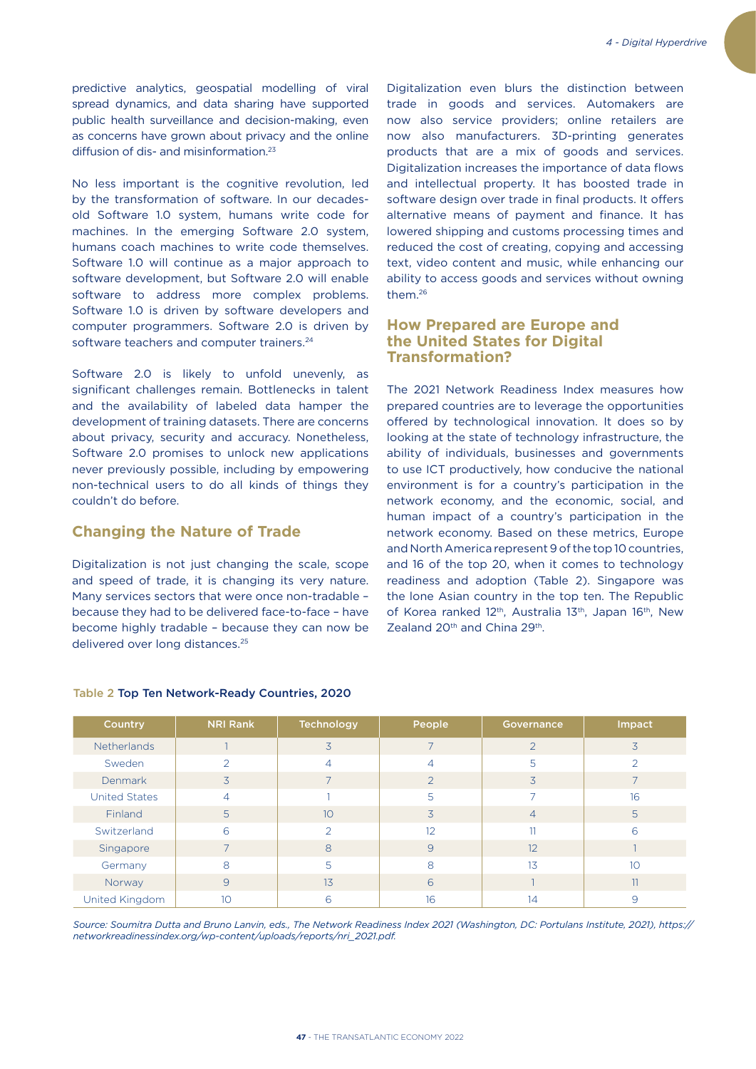predictive analytics, geospatial modelling of viral spread dynamics, and data sharing have supported public health surveillance and decision-making, even as concerns have grown about privacy and the online diffusion of dis- and misinformation.[23]

No less important is the cognitive revolution, led by the transformation of software. In our decades-old Software 1.0 system, humans write code for machines. In the emerging Software 2.0 system, humans coach machines to write code themselves. Software 1.0 will continue as a major approach to software development, but Software 2.0 will enable software to address more complex problems. Software 1.0 is driven by software developers and computer programmers. Software 2.0 is driven by software teachers and computer trainers.[24]

Software 2.0 is likely to unfold unevenly, as significant challenges remain. Bottlenecks in talent and the availability of labeled data hamper the development of training datasets. There are concerns about privacy, security and accuracy. Nonetheless, Software 2.0 promises to unlock new applications never previously possible, including by empowering non-technical users to do all kinds of things they couldn't do before.

## Changing the Nature of Trade

Digitalization is not just changing the scale, scope and speed of trade, it is changing its very nature. Many services sectors that were once non-tradable – because they had to be delivered face-to-face – have become highly tradable – because they can now be delivered over long distances.[25]

Digitalization even blurs the distinction between trade in goods and services. Automakers are now also service providers; online retailers are now also manufacturers. 3D-printing generates products that are a mix of goods and services. Digitalization increases the importance of data flows and intellectual property. It has boosted trade in software design over trade in final products. It offers alternative means of payment and finance. It has lowered shipping and customs processing times and reduced the cost of creating, copying and accessing text, video content and music, while enhancing our ability to access goods and services without owning them.[26]

## How Prepared are Europe and the United States for Digital Transformation?

The 2021 Network Readiness Index measures how prepared countries are to leverage the opportunities offered by technological innovation. It does so by looking at the state of technology infrastructure, the ability of individuals, businesses and governments to use ICT productively, how conducive the national environment is for a country's participation in the network economy, and the economic, social, and human impact of a country's participation in the network economy. Based on these metrics, Europe and North America represent 9 of the top 10 countries, and 16 of the top 20, when it comes to technology readiness and adoption (Table 2). Singapore was the lone Asian country in the top ten. The Republic of Korea ranked 12th, Australia 13th, Japan 16th, New Zealand 20th and China 29th.

Table 2 **Top Ten Network-Ready Countries, 2020**

| Country | NRI Rank | Technology | People | Governance | Impact |
|---|---|---|---|---|---|
| Netherlands | 1 | 3 | 7 | 2 | 3 |
| Sweden | 2 | 4 | 4 | 5 | 2 |
| Denmark | 3 | 7 | 2 | 3 | 7 |
| United States | 4 | 1 | 5 | 7 | 16 |
| Finland | 5 | 10 | 3 | 4 | 5 |
| Switzerland | 6 | 2 | 12 | 11 | 6 |
| Singapore | 7 | 8 | 9 | 12 | 1 |
| Germany | 8 | 5 | 8 | 13 | 10 |
| Norway | 9 | 13 | 6 | 1 | 11 |
| United Kingdom | 10 | 6 | 16 | 14 | 9 |

*Source: Soumitra Dutta and Bruno Lanvin, eds., The Network Readiness Index 2021 (Washington, DC: Portulans Institute, 2021), https://networkreadinessindex.org/wp-content/uploads/reports/nri_2021.pdf.*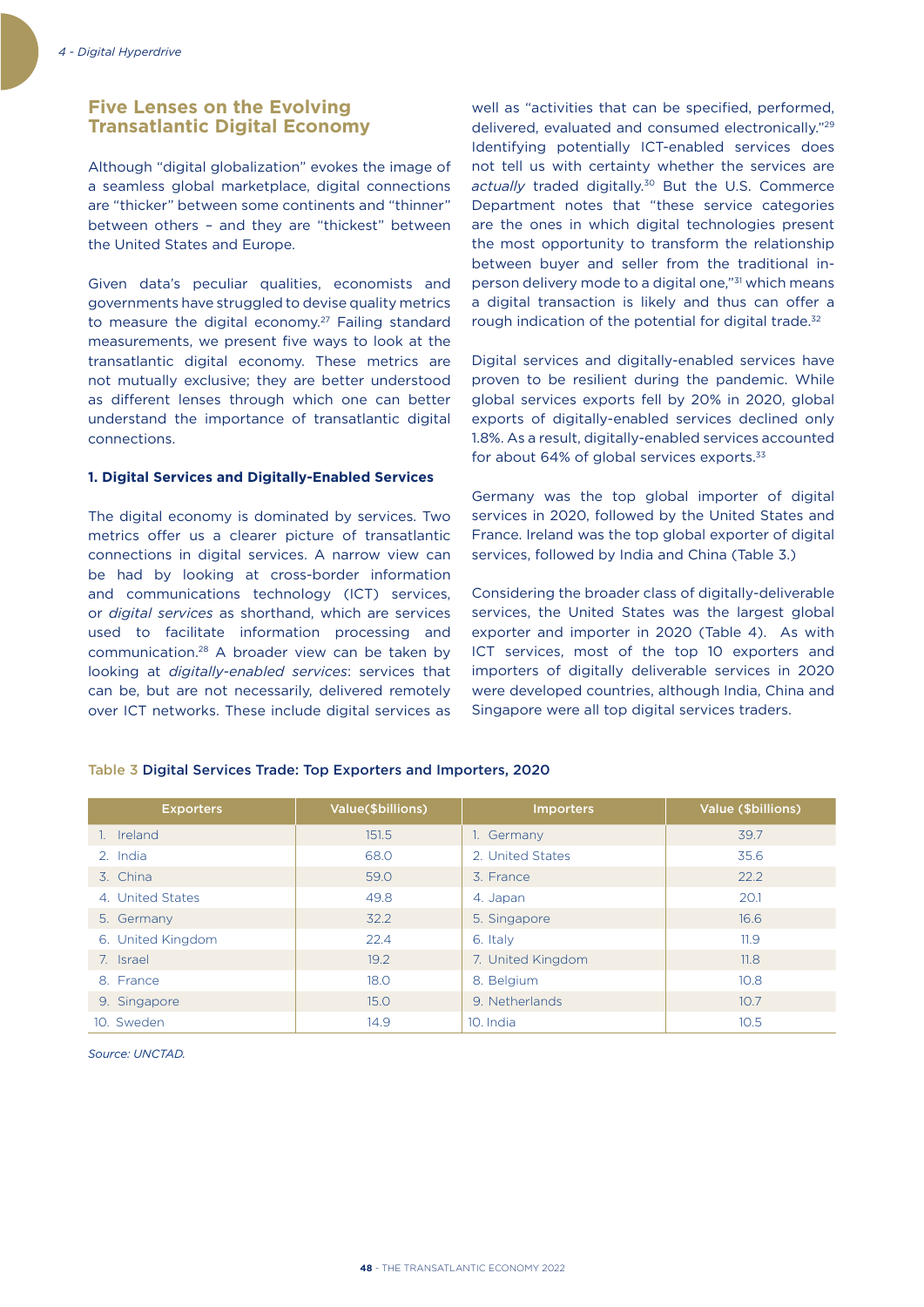## Five Lenses on the Evolving Transatlantic Digital Economy

Although "digital globalization" evokes the image of a seamless global marketplace, digital connections are "thicker" between some continents and "thinner" between others – and they are "thickest" between the United States and Europe.

Given data's peculiar qualities, economists and governments have struggled to devise quality metrics to measure the digital economy.[27] Failing standard measurements, we present five ways to look at the transatlantic digital economy. These metrics are not mutually exclusive; they are better understood as different lenses through which one can better understand the importance of transatlantic digital connections.

### 1. Digital Services and Digitally-Enabled Services

The digital economy is dominated by services. Two metrics offer us a clearer picture of transatlantic connections in digital services. A narrow view can be had by looking at cross-border information and communications technology (ICT) services, or *digital services* as shorthand, which are services used to facilitate information processing and communication.[28] A broader view can be taken by looking at *digitally-enabled services*: services that can be, but are not necessarily, delivered remotely over ICT networks. These include digital services as well as "activities that can be specified, performed, delivered, evaluated and consumed electronically."[29] Identifying potentially ICT-enabled services does not tell us with certainty whether the services are *actually* traded digitally.[30] But the U.S. Commerce Department notes that "these service categories are the ones in which digital technologies present the most opportunity to transform the relationship between buyer and seller from the traditional in-person delivery mode to a digital one,"[31] which means a digital transaction is likely and thus can offer a rough indication of the potential for digital trade.[32]

Digital services and digitally-enabled services have proven to be resilient during the pandemic. While global services exports fell by 20% in 2020, global exports of digitally-enabled services declined only 1.8%. As a result, digitally-enabled services accounted for about 64% of global services exports.[33]

Germany was the top global importer of digital services in 2020, followed by the United States and France. Ireland was the top global exporter of digital services, followed by India and China (Table 3.)

Considering the broader class of digitally-deliverable services, the United States was the largest global exporter and importer in 2020 (Table 4). As with ICT services, most of the top 10 exporters and importers of digitally deliverable services in 2020 were developed countries, although India, China and Singapore were all top digital services traders.

**Table 3 Digital Services Trade: Top Exporters and Importers, 2020**

| Exporters | Value($billions) | Importers | Value ($billions) |
|---|---|---|---|
| 1. Ireland | 151.5 | 1. Germany | 39.7 |
| 2. India | 68.0 | 2. United States | 35.6 |
| 3. China | 59.0 | 3. France | 22.2 |
| 4. United States | 49.8 | 4. Japan | 20.1 |
| 5. Germany | 32.2 | 5. Singapore | 16.6 |
| 6. United Kingdom | 22.4 | 6. Italy | 11.9 |
| 7. Israel | 19.2 | 7. United Kingdom | 11.8 |
| 8. France | 18.0 | 8. Belgium | 10.8 |
| 9. Singapore | 15.0 | 9. Netherlands | 10.7 |
| 10. Sweden | 14.9 | 10. India | 10.5 |

*Source: UNCTAD.*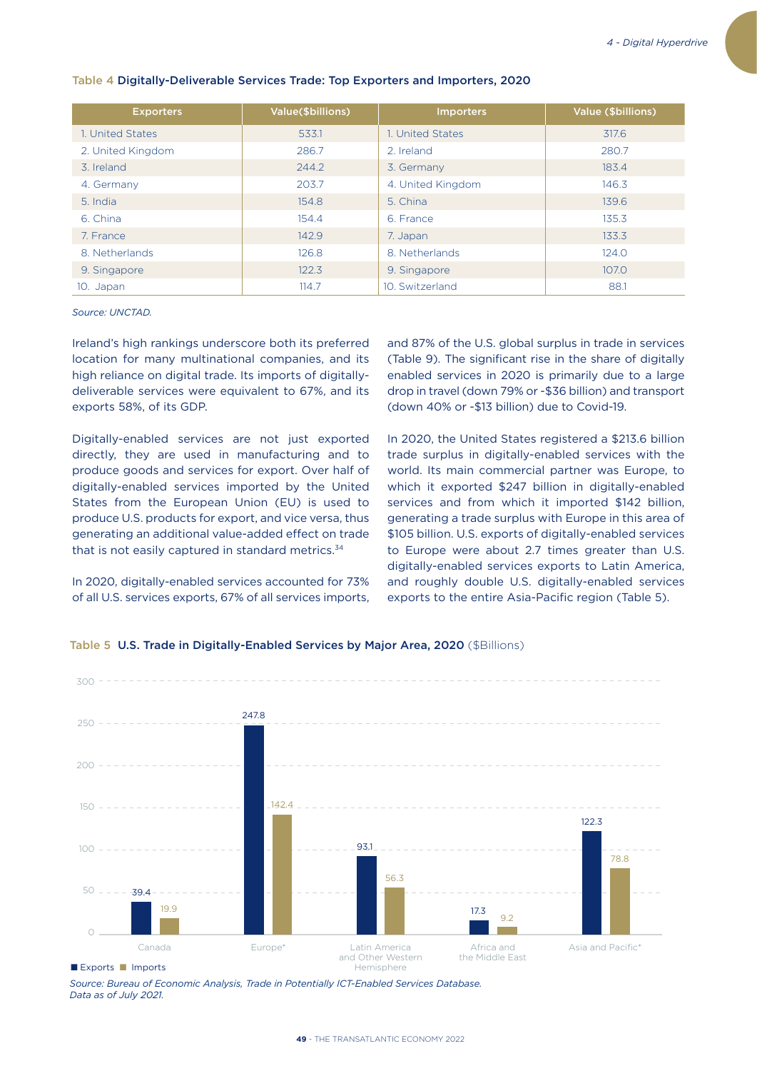**Table 4** **Digitally-Deliverable Services Trade: Top Exporters and Importers, 2020**

| Exporters | Value($billions) | Importers | Value ($billions) |
|---|---|---|---|
| 1. United States | 533.1 | 1. United States | 317.6 |
| 2. United Kingdom | 286.7 | 2. Ireland | 280.7 |
| 3. Ireland | 244.2 | 3. Germany | 183.4 |
| 4. Germany | 203.7 | 4. United Kingdom | 146.3 |
| 5. India | 154.8 | 5. China | 139.6 |
| 6. China | 154.4 | 6. France | 135.3 |
| 7. France | 142.9 | 7. Japan | 133.3 |
| 8. Netherlands | 126.8 | 8. Netherlands | 124.0 |
| 9. Singapore | 122.3 | 9. Singapore | 107.0 |
| 10. Japan | 114.7 | 10. Switzerland | 88.1 |

*Source: UNCTAD.*

Ireland's high rankings underscore both its preferred location for many multinational companies, and its high reliance on digital trade. Its imports of digitally-deliverable services were equivalent to 67%, and its exports 58%, of its GDP.

Digitally-enabled services are not just exported directly, they are used in manufacturing and to produce goods and services for export. Over half of digitally-enabled services imported by the United States from the European Union (EU) is used to produce U.S. products for export, and vice versa, thus generating an additional value-added effect on trade that is not easily captured in standard metrics.[34]

In 2020, digitally-enabled services accounted for 73% of all U.S. services exports, 67% of all services imports, and 87% of the U.S. global surplus in trade in services (Table 9). The significant rise in the share of digitally enabled services in 2020 is primarily due to a large drop in travel (down 79% or -$36 billion) and transport (down 40% or -$13 billion) due to Covid-19.

In 2020, the United States registered a $213.6 billion trade surplus in digitally-enabled services with the world. Its main commercial partner was Europe, to which it exported $247 billion in digitally-enabled services and from which it imported $142 billion, generating a trade surplus with Europe in this area of $105 billion. U.S. exports of digitally-enabled services to Europe were about 2.7 times greater than U.S. digitally-enabled services exports to Latin America, and roughly double U.S. digitally-enabled services exports to the entire Asia-Pacific region (Table 5).

**Table 5** **U.S. Trade in Digitally-Enabled Services by Major Area, 2020** ($Billions)

| Area | Exports | Imports |
|---|---|---|
| Canada | 39.4 | 19.9 |
| Europe* | 247.8 | 142.4 |
| Latin America and Other Western Hemisphere | 93.1 | 56.3 |
| Africa and the Middle East | 17.3 | 9.2 |
| Asia and Pacific* | 122.3 | 78.8 |

*Source: Bureau of Economic Analysis, Trade in Potentially ICT-Enabled Services Database. Data as of July 2021.*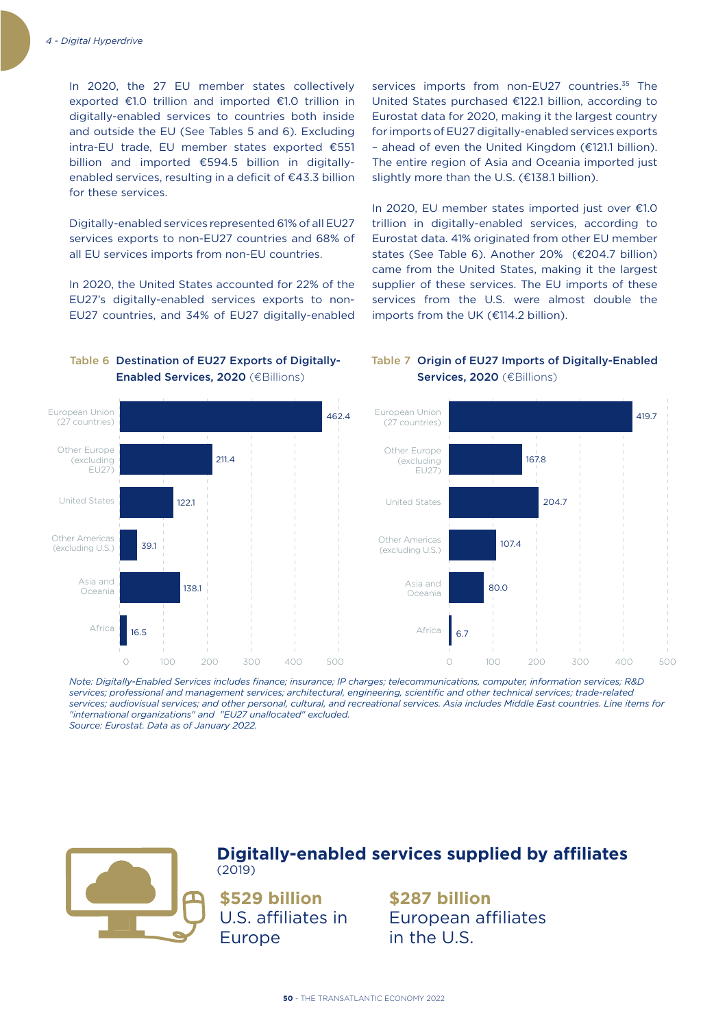In 2020, the 27 EU member states collectively exported €1.0 trillion and imported €1.0 trillion in digitally-enabled services to countries both inside and outside the EU (See Tables 5 and 6). Excluding intra-EU trade, EU member states exported €551 billion and imported €594.5 billion in digitally-enabled services, resulting in a deficit of €43.3 billion for these services.

Digitally-enabled services represented 61% of all EU27 services exports to non-EU27 countries and 68% of all EU services imports from non-EU countries.

In 2020, the United States accounted for 22% of the EU27's digitally-enabled services exports to non-EU27 countries, and 34% of EU27 digitally-enabled services imports from non-EU27 countries.[35] The United States purchased €122.1 billion, according to Eurostat data for 2020, making it the largest country for imports of EU27 digitally-enabled services exports – ahead of even the United Kingdom (€121.1 billion). The entire region of Asia and Oceania imported just slightly more than the U.S. (€138.1 billion).

In 2020, EU member states imported just over €1.0 trillion in digitally-enabled services, according to Eurostat data. 41% originated from other EU member states (See Table 6). Another 20% (€204.7 billion) came from the United States, making it the largest supplier of these services. The EU imports of these services from the U.S. were almost double the imports from the UK (€114.2 billion).

**Table 6 Destination of EU27 Exports of Digitally-Enabled Services, 2020** (€Billions)

| Destination | €Billions |
|---|---|
| European Union (27 countries) | 462.4 |
| Other Europe (excluding EU27) | 211.4 |
| United States | 122.1 |
| Other Americas (excluding U.S.) | 39.1 |
| Asia and Oceania | 138.1 |
| Africa | 16.5 |

**Table 7 Origin of EU27 Imports of Digitally-Enabled Services, 2020** (€Billions)

| Origin | €Billions |
|---|---|
| European Union (27 countries) | 419.7 |
| Other Europe (excluding EU27) | 167.8 |
| United States | 204.7 |
| Other Americas (excluding U.S.) | 107.4 |
| Asia and Oceania | 80.0 |
| Africa | 6.7 |

*Note: Digitally-Enabled Services includes finance; insurance; IP charges; telecommunications, computer, information services; R&D services; professional and management services; architectural, engineering, scientific and other technical services; trade-related services; audiovisual services; and other personal, cultural, and recreational services. Asia includes Middle East countries. Line items for "international organizations" and "EU27 unallocated" excluded.*
*Source: Eurostat. Data as of January 2022.*

## Digitally-enabled services supplied by affiliates
(2019)

**$529 billion**
U.S. affiliates in Europe

**$287 billion**
European affiliates in the U.S.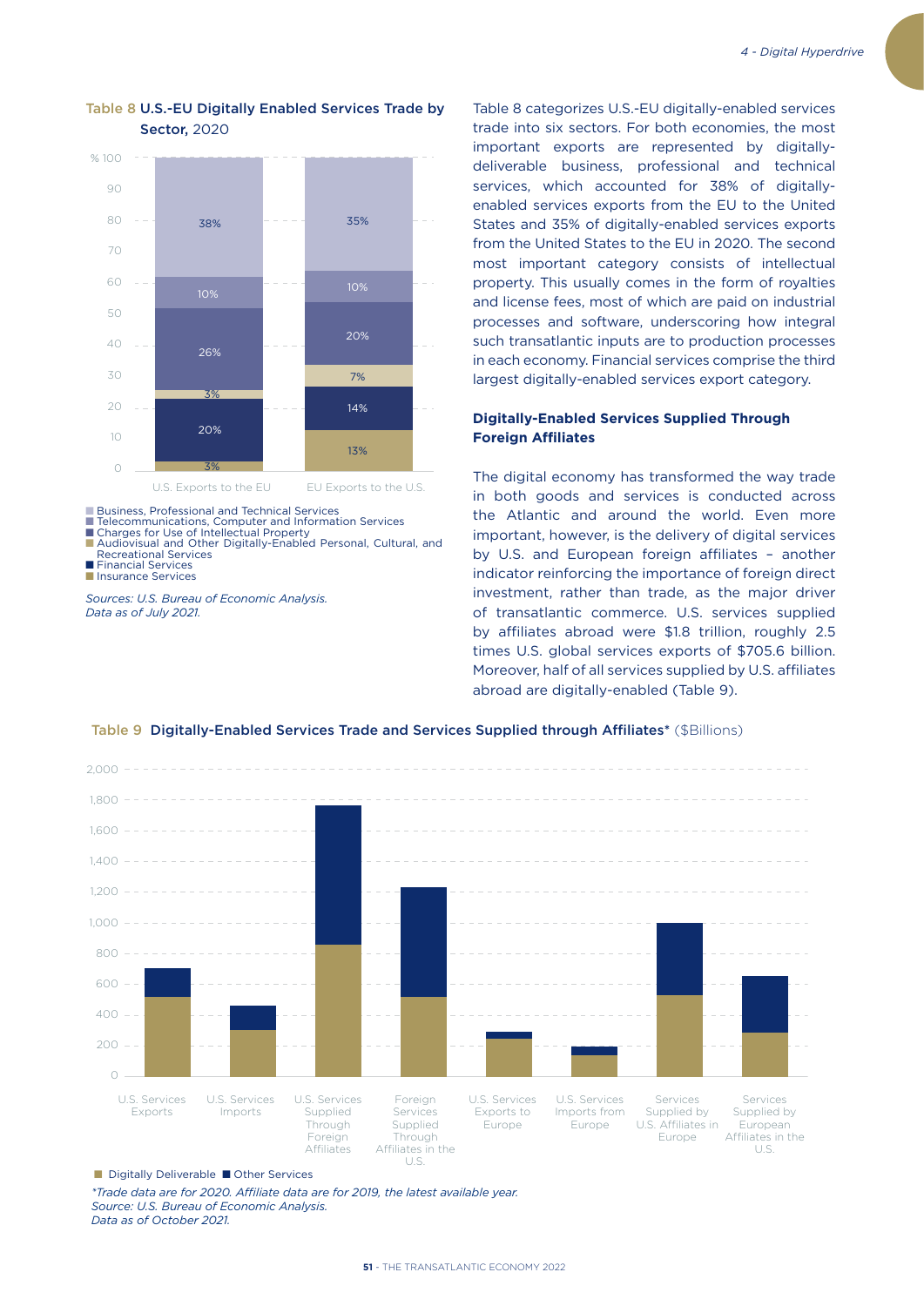**Table 8 U.S.-EU Digitally Enabled Services Trade by Sector, 2020**

| Sector | U.S. Exports to the EU | EU Exports to the U.S. |
|---|---|---|
| Business, Professional and Technical Services | 38% | 35% |
| Telecommunications, Computer and Information Services | 10% | 10% |
| Charges for Use of Intellectual Property | 26% | 20% |
| Audiovisual and Other Digitally-Enabled Personal, Cultural, and Recreational Services | 3% | 7% |
| Financial Services | 20% | 14% |
| Insurance Services | 3% | 13% |

*Sources: U.S. Bureau of Economic Analysis.*
*Data as of July 2021.*

Table 8 categorizes U.S.-EU digitally-enabled services trade into six sectors. For both economies, the most important exports are represented by digitally-deliverable business, professional and technical services, which accounted for 38% of digitally-enabled services exports from the EU to the United States and 35% of digitally-enabled services exports from the United States to the EU in 2020. The second most important category consists of intellectual property. This usually comes in the form of royalties and license fees, most of which are paid on industrial processes and software, underscoring how integral such transatlantic inputs are to production processes in each economy. Financial services comprise the third largest digitally-enabled services export category.

### Digitally-Enabled Services Supplied Through Foreign Affiliates

The digital economy has transformed the way trade in both goods and services is conducted across the Atlantic and around the world. Even more important, however, is the delivery of digital services by U.S. and European foreign affiliates – another indicator reinforcing the importance of foreign direct investment, rather than trade, as the major driver of transatlantic commerce. U.S. services supplied by affiliates abroad were $1.8 trillion, roughly 2.5 times U.S. global services exports of $705.6 billion. Moreover, half of all services supplied by U.S. affiliates abroad are digitally-enabled (Table 9).

**Table 9 Digitally-Enabled Services Trade and Services Supplied through Affiliates*** ($Billions)

Categories: U.S. Services Exports; U.S. Services Imports; U.S. Services Supplied Through Foreign Affiliates; Foreign Services Supplied Through Affiliates in the U.S.; U.S. Services Exports to Europe; U.S. Services Imports from Europe; Services Supplied by U.S. Affiliates in Europe; Services Supplied by European Affiliates in the U.S.

Legend: Digitally Deliverable; Other Services

*\*Trade data are for 2020. Affiliate data are for 2019, the latest available year.*
*Source: U.S. Bureau of Economic Analysis.*
*Data as of October 2021.*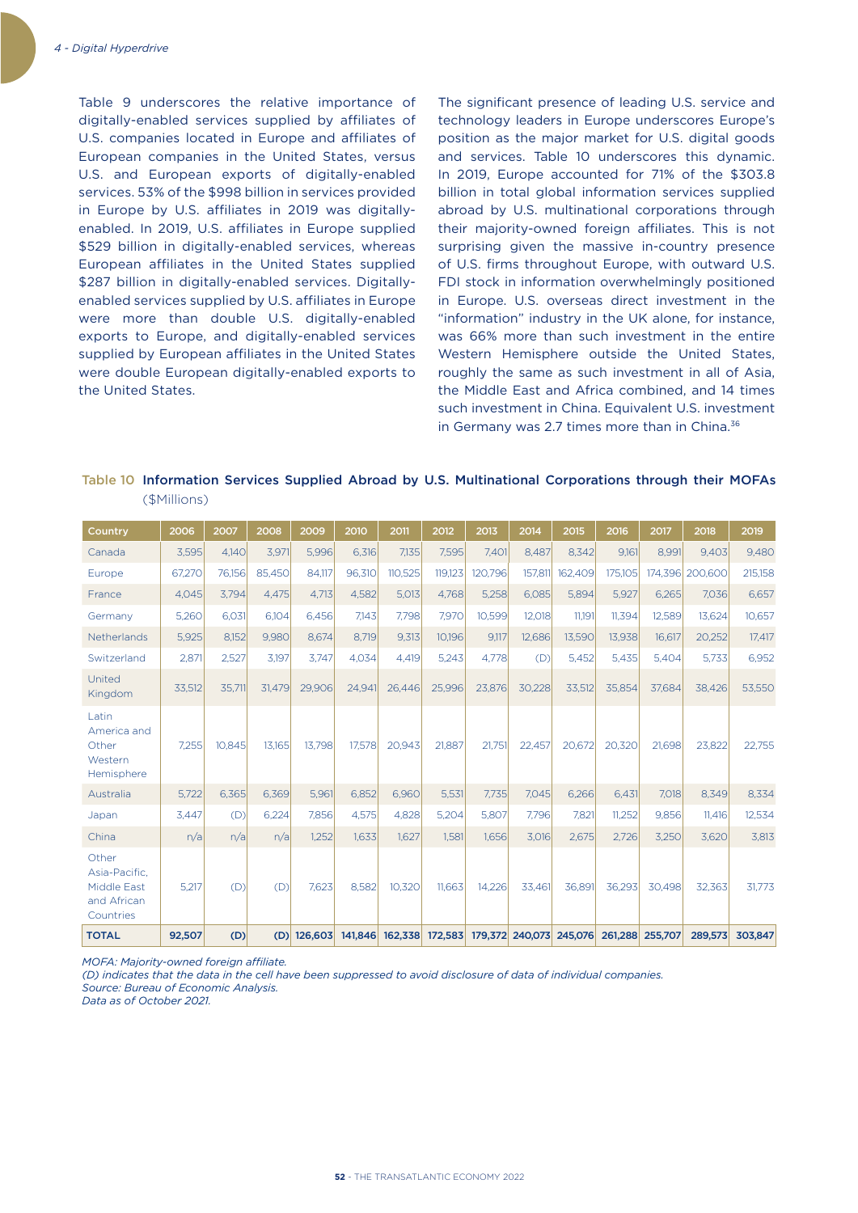Table 9 underscores the relative importance of digitally-enabled services supplied by affiliates of U.S. companies located in Europe and affiliates of European companies in the United States, versus U.S. and European exports of digitally-enabled services. 53% of the $998 billion in services provided in Europe by U.S. affiliates in 2019 was digitally-enabled. In 2019, U.S. affiliates in Europe supplied $529 billion in digitally-enabled services, whereas European affiliates in the United States supplied $287 billion in digitally-enabled services. Digitally-enabled services supplied by U.S. affiliates in Europe were more than double U.S. digitally-enabled exports to Europe, and digitally-enabled services supplied by European affiliates in the United States were double European digitally-enabled exports to the United States.

The significant presence of leading U.S. service and technology leaders in Europe underscores Europe's position as the major market for U.S. digital goods and services. Table 10 underscores this dynamic. In 2019, Europe accounted for 71% of the $303.8 billion in total global information services supplied abroad by U.S. multinational corporations through their majority-owned foreign affiliates. This is not surprising given the massive in-country presence of U.S. firms throughout Europe, with outward U.S. FDI stock in information overwhelmingly positioned in Europe. U.S. overseas direct investment in the "information" industry in the UK alone, for instance, was 66% more than such investment in the entire Western Hemisphere outside the United States, roughly the same as such investment in all of Asia, the Middle East and Africa combined, and 14 times such investment in China. Equivalent U.S. investment in Germany was 2.7 times more than in China.[36]

**Table 10 Information Services Supplied Abroad by U.S. Multinational Corporations through their MOFAs** ($Millions)

| Country | 2006 | 2007 | 2008 | 2009 | 2010 | 2011 | 2012 | 2013 | 2014 | 2015 | 2016 | 2017 | 2018 | 2019 |
|---|---|---|---|---|---|---|---|---|---|---|---|---|---|---|
| Canada | 3,595 | 4,140 | 3,971 | 5,996 | 6,316 | 7,135 | 7,595 | 7,401 | 8,487 | 8,342 | 9,161 | 8,991 | 9,403 | 9,480 |
| Europe | 67,270 | 76,156 | 85,450 | 84,117 | 96,310 | 110,525 | 119,123 | 120,796 | 157,811 | 162,409 | 175,105 | 174,396 | 200,600 | 215,158 |
| France | 4,045 | 3,794 | 4,475 | 4,713 | 4,582 | 5,013 | 4,768 | 5,258 | 6,085 | 5,894 | 5,927 | 6,265 | 7,036 | 6,657 |
| Germany | 5,260 | 6,031 | 6,104 | 6,456 | 7,143 | 7,798 | 7,970 | 10,599 | 12,018 | 11,191 | 11,394 | 12,589 | 13,624 | 10,657 |
| Netherlands | 5,925 | 8,152 | 9,980 | 8,674 | 8,719 | 9,313 | 10,196 | 9,117 | 12,686 | 13,590 | 13,938 | 16,617 | 20,252 | 17,417 |
| Switzerland | 2,871 | 2,527 | 3,197 | 3,747 | 4,034 | 4,419 | 5,243 | 4,778 | (D) | 5,452 | 5,435 | 5,404 | 5,733 | 6,952 |
| United Kingdom | 33,512 | 35,711 | 31,479 | 29,906 | 24,941 | 26,446 | 25,996 | 23,876 | 30,228 | 33,512 | 35,854 | 37,684 | 38,426 | 53,550 |
| Latin America and Other Western Hemisphere | 7,255 | 10,845 | 13,165 | 13,798 | 17,578 | 20,943 | 21,887 | 21,751 | 22,457 | 20,672 | 20,320 | 21,698 | 23,822 | 22,755 |
| Australia | 5,722 | 6,365 | 6,369 | 5,961 | 6,852 | 6,960 | 5,531 | 7,735 | 7,045 | 6,266 | 6,431 | 7,018 | 8,349 | 8,334 |
| Japan | 3,447 | (D) | 6,224 | 7,856 | 4,575 | 4,828 | 5,204 | 5,807 | 7,796 | 7,821 | 11,252 | 9,856 | 11,416 | 12,534 |
| China | n/a | n/a | n/a | 1,252 | 1,633 | 1,627 | 1,581 | 1,656 | 3,016 | 2,675 | 2,726 | 3,250 | 3,620 | 3,813 |
| Other Asia-Pacific, Middle East and African Countries | 5,217 | (D) | (D) | 7,623 | 8,582 | 10,320 | 11,663 | 14,226 | 33,461 | 36,891 | 36,293 | 30,498 | 32,363 | 31,773 |
| **TOTAL** | **92,507** | **(D)** | **(D)** | **126,603** | **141,846** | **162,338** | **172,583** | **179,372** | **240,073** | **245,076** | **261,288** | **255,707** | **289,573** | **303,847** |

*MOFA: Majority-owned foreign affiliate.*
*(D) indicates that the data in the cell have been suppressed to avoid disclosure of data of individual companies.*
*Source: Bureau of Economic Analysis.*
*Data as of October 2021.*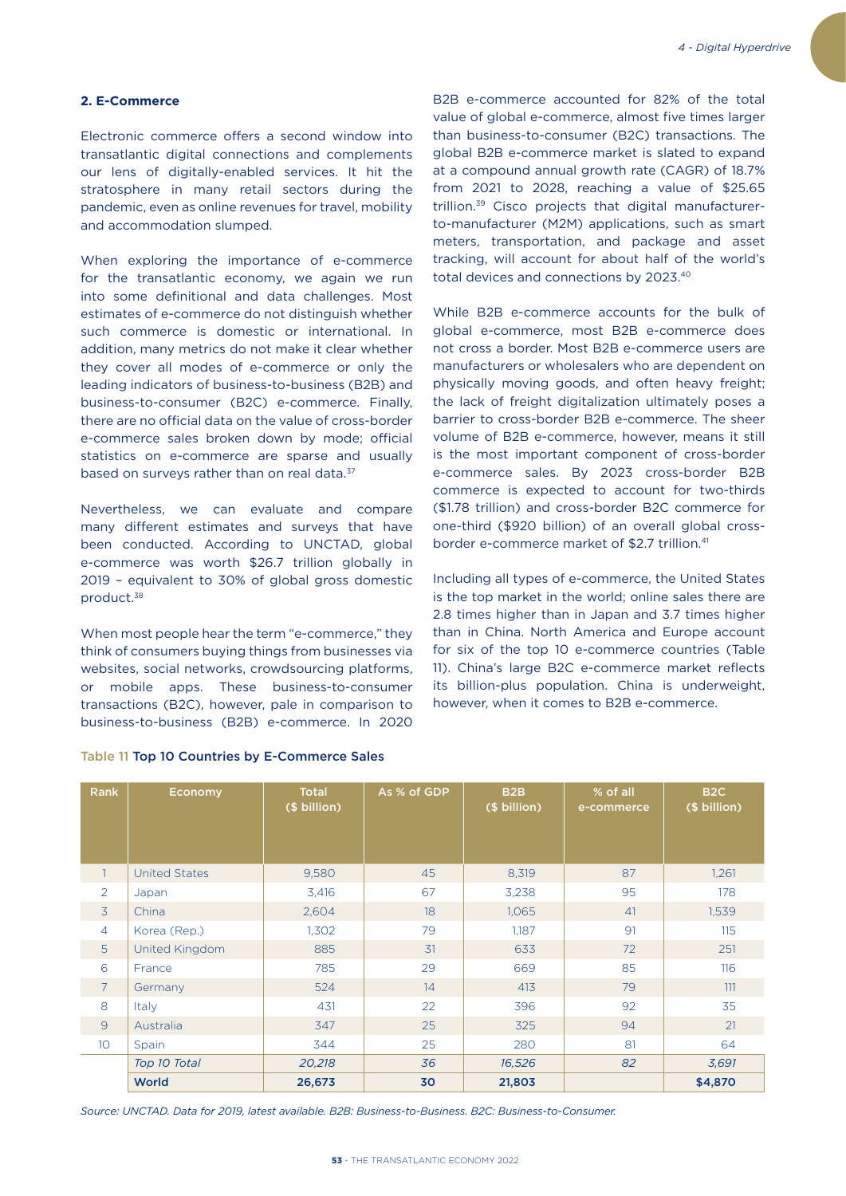### 2. E-Commerce

Electronic commerce offers a second window into transatlantic digital connections and complements our lens of digitally-enabled services. It hit the stratosphere in many retail sectors during the pandemic, even as online revenues for travel, mobility and accommodation slumped.

When exploring the importance of e-commerce for the transatlantic economy, we again we run into some definitional and data challenges. Most estimates of e-commerce do not distinguish whether such commerce is domestic or international. In addition, many metrics do not make it clear whether they cover all modes of e-commerce or only the leading indicators of business-to-business (B2B) and business-to-consumer (B2C) e-commerce. Finally, there are no official data on the value of cross-border e-commerce sales broken down by mode; official statistics on e-commerce are sparse and usually based on surveys rather than on real data.[37]

Nevertheless, we can evaluate and compare many different estimates and surveys that have been conducted. According to UNCTAD, global e-commerce was worth $26.7 trillion globally in 2019 – equivalent to 30% of global gross domestic product.[38]

When most people hear the term "e-commerce," they think of consumers buying things from businesses via websites, social networks, crowdsourcing platforms, or mobile apps. These business-to-consumer transactions (B2C), however, pale in comparison to business-to-business (B2B) e-commerce. In 2020 B2B e-commerce accounted for 82% of the total value of global e-commerce, almost five times larger than business-to-consumer (B2C) transactions. The global B2B e-commerce market is slated to expand at a compound annual growth rate (CAGR) of 18.7% from 2021 to 2028, reaching a value of $25.65 trillion.[39] Cisco projects that digital manufacturer-to-manufacturer (M2M) applications, such as smart meters, transportation, and package and asset tracking, will account for about half of the world's total devices and connections by 2023.[40]

While B2B e-commerce accounts for the bulk of global e-commerce, most B2B e-commerce does not cross a border. Most B2B e-commerce users are manufacturers or wholesalers who are dependent on physically moving goods, and often heavy freight; the lack of freight digitalization ultimately poses a barrier to cross-border B2B e-commerce. The sheer volume of B2B e-commerce, however, means it still is the most important component of cross-border e-commerce sales. By 2023 cross-border B2B commerce is expected to account for two-thirds ($1.78 trillion) and cross-border B2C commerce for one-third ($920 billion) of an overall global cross-border e-commerce market of $2.7 trillion.[41]

Including all types of e-commerce, the United States is the top market in the world; online sales there are 2.8 times higher than in Japan and 3.7 times higher than in China. North America and Europe account for six of the top 10 e-commerce countries (Table 11). China's large B2C e-commerce market reflects its billion-plus population. China is underweight, however, when it comes to B2B e-commerce.

**Table 11 Top 10 Countries by E-Commerce Sales**

| Rank | Economy | Total ($ billion) | As % of GDP | B2B ($ billion) | % of all e-commerce | B2C ($ billion) |
|---|---|---|---|---|---|---|
| 1 | United States | 9,580 | 45 | 8,319 | 87 | 1,261 |
| 2 | Japan | 3,416 | 67 | 3,238 | 95 | 178 |
| 3 | China | 2,604 | 18 | 1,065 | 41 | 1,539 |
| 4 | Korea (Rep.) | 1,302 | 79 | 1,187 | 91 | 115 |
| 5 | United Kingdom | 885 | 31 | 633 | 72 | 251 |
| 6 | France | 785 | 29 | 669 | 85 | 116 |
| 7 | Germany | 524 | 14 | 413 | 79 | 111 |
| 8 | Italy | 431 | 22 | 396 | 92 | 35 |
| 9 | Australia | 347 | 25 | 325 | 94 | 21 |
| 10 | Spain | 344 | 25 | 280 | 81 | 64 |
| | *Top 10 Total* | *20,218* | *36* | *16,526* | *82* | *3,691* |
| | **World** | **26,673** | **30** | **21,803** | | **$4,870** |

*Source: UNCTAD. Data for 2019, latest available. B2B: Business-to-Business. B2C: Business-to-Consumer.*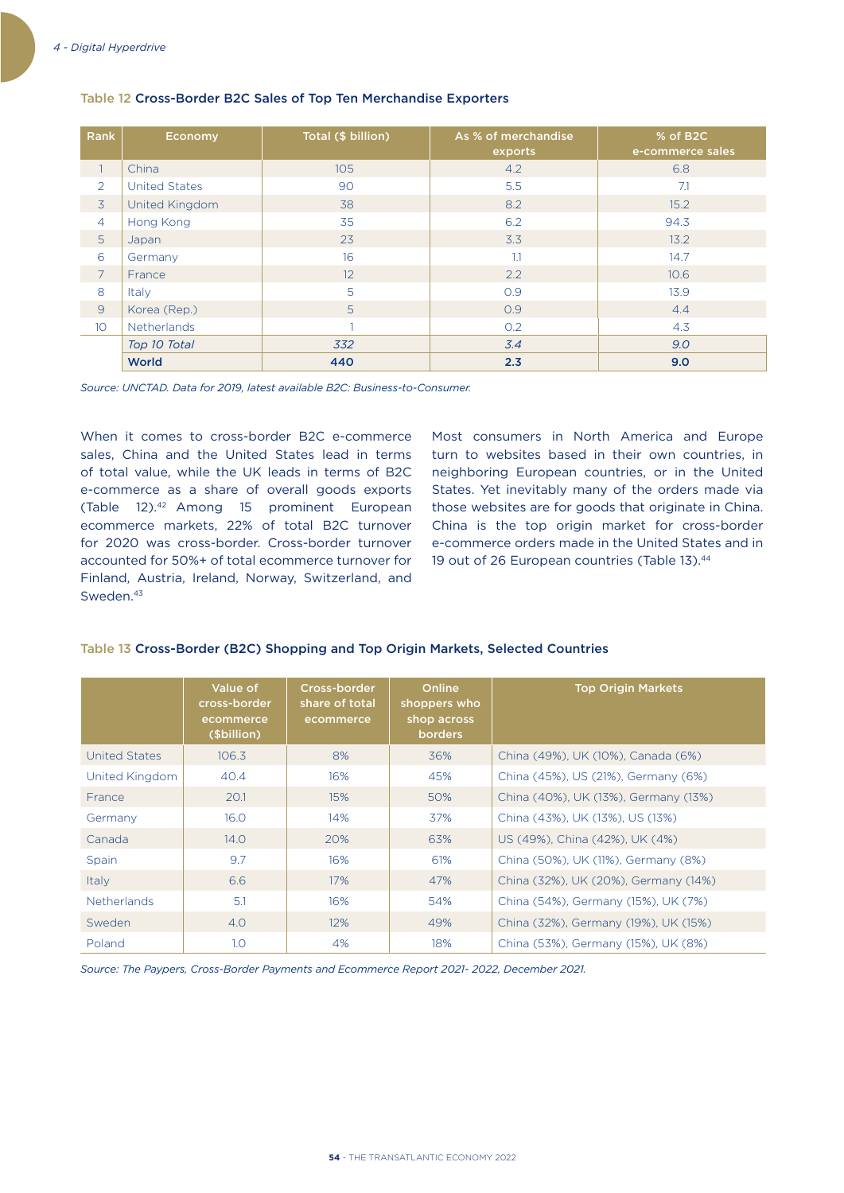Table 12 **Cross-Border B2C Sales of Top Ten Merchandise Exporters**

| Rank | Economy | Total ($ billion) | As % of merchandise exports | % of B2C e-commerce sales |
|---|---|---|---|---|
| 1 | China | 105 | 4.2 | 6.8 |
| 2 | United States | 90 | 5.5 | 7.1 |
| 3 | United Kingdom | 38 | 8.2 | 15.2 |
| 4 | Hong Kong | 35 | 6.2 | 94.3 |
| 5 | Japan | 23 | 3.3 | 13.2 |
| 6 | Germany | 16 | 1.1 | 14.7 |
| 7 | France | 12 | 2.2 | 10.6 |
| 8 | Italy | 5 | 0.9 | 13.9 |
| 9 | Korea (Rep.) | 5 | 0.9 | 4.4 |
| 10 | Netherlands | 1 | 0.2 | 4.3 |
| | *Top 10 Total* | *332* | *3.4* | *9.0* |
| | **World** | **440** | **2.3** | **9.0** |

*Source: UNCTAD. Data for 2019, latest available B2C: Business-to-Consumer.*

When it comes to cross-border B2C e-commerce sales, China and the United States lead in terms of total value, while the UK leads in terms of B2C e-commerce as a share of overall goods exports (Table 12).[42] Among 15 prominent European ecommerce markets, 22% of total B2C turnover for 2020 was cross-border. Cross-border turnover accounted for 50%+ of total ecommerce turnover for Finland, Austria, Ireland, Norway, Switzerland, and Sweden.[43]

Most consumers in North America and Europe turn to websites based in their own countries, in neighboring European countries, or in the United States. Yet inevitably many of the orders made via those websites are for goods that originate in China. China is the top origin market for cross-border e-commerce orders made in the United States and in 19 out of 26 European countries (Table 13).[44]

Table 13 **Cross-Border (B2C) Shopping and Top Origin Markets, Selected Countries**

| | Value of cross-border ecommerce ($billion) | Cross-border share of total ecommerce | Online shoppers who shop across borders | Top Origin Markets |
|---|---|---|---|---|
| United States | 106.3 | 8% | 36% | China (49%), UK (10%), Canada (6%) |
| United Kingdom | 40.4 | 16% | 45% | China (45%), US (21%), Germany (6%) |
| France | 20.1 | 15% | 50% | China (40%), UK (13%), Germany (13%) |
| Germany | 16.0 | 14% | 37% | China (43%), UK (13%), US (13%) |
| Canada | 14.0 | 20% | 63% | US (49%), China (42%), UK (4%) |
| Spain | 9.7 | 16% | 61% | China (50%), UK (11%), Germany (8%) |
| Italy | 6.6 | 17% | 47% | China (32%), UK (20%), Germany (14%) |
| Netherlands | 5.1 | 16% | 54% | China (54%), Germany (15%), UK (7%) |
| Sweden | 4.0 | 12% | 49% | China (32%), Germany (19%), UK (15%) |
| Poland | 1.0 | 4% | 18% | China (53%), Germany (15%), UK (8%) |

*Source: The Paypers, Cross-Border Payments and Ecommerce Report 2021- 2022, December 2021.*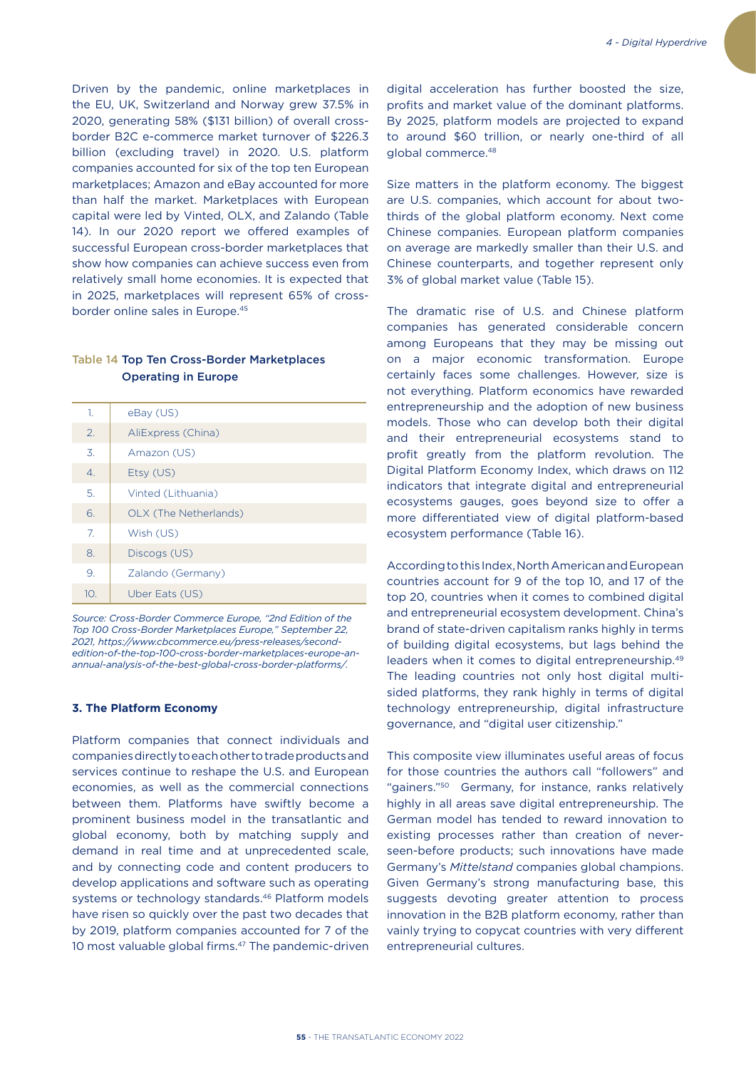Driven by the pandemic, online marketplaces in the EU, UK, Switzerland and Norway grew 37.5% in 2020, generating 58% ($131 billion) of overall cross-border B2C e-commerce market turnover of $226.3 billion (excluding travel) in 2020. U.S. platform companies accounted for six of the top ten European marketplaces; Amazon and eBay accounted for more than half the market. Marketplaces with European capital were led by Vinted, OLX, and Zalando (Table 14). In our 2020 report we offered examples of successful European cross-border marketplaces that show how companies can achieve success even from relatively small home economies. It is expected that in 2025, marketplaces will represent 65% of cross-border online sales in Europe.[45]

**Table 14 Top Ten Cross-Border Marketplaces Operating in Europe**

| | |
|---|---|
| 1. | eBay (US) |
| 2. | AliExpress (China) |
| 3. | Amazon (US) |
| 4. | Etsy (US) |
| 5. | Vinted (Lithuania) |
| 6. | OLX (The Netherlands) |
| 7. | Wish (US) |
| 8. | Discogs (US) |
| 9. | Zalando (Germany) |
| 10. | Uber Eats (US) |

*Source: Cross-Border Commerce Europe, "2nd Edition of the Top 100 Cross-Border Marketplaces Europe," September 22, 2021, https://www.cbcommerce.eu/press-releases/second-edition-of-the-top-100-cross-border-marketplaces-europe-an-annual-analysis-of-the-best-global-cross-border-platforms/.*

### 3. The Platform Economy

Platform companies that connect individuals and companies directly to each other to trade products and services continue to reshape the U.S. and European economies, as well as the commercial connections between them. Platforms have swiftly become a prominent business model in the transatlantic and global economy, both by matching supply and demand in real time and at unprecedented scale, and by connecting code and content producers to develop applications and software such as operating systems or technology standards.[46] Platform models have risen so quickly over the past two decades that by 2019, platform companies accounted for 7 of the 10 most valuable global firms.[47] The pandemic-driven digital acceleration has further boosted the size, profits and market value of the dominant platforms. By 2025, platform models are projected to expand to around $60 trillion, or nearly one-third of all global commerce.[48]

Size matters in the platform economy. The biggest are U.S. companies, which account for about two-thirds of the global platform economy. Next come Chinese companies. European platform companies on average are markedly smaller than their U.S. and Chinese counterparts, and together represent only 3% of global market value (Table 15).

The dramatic rise of U.S. and Chinese platform companies has generated considerable concern among Europeans that they may be missing out on a major economic transformation. Europe certainly faces some challenges. However, size is not everything. Platform economics have rewarded entrepreneurship and the adoption of new business models. Those who can develop both their digital and their entrepreneurial ecosystems stand to profit greatly from the platform revolution. The Digital Platform Economy Index, which draws on 112 indicators that integrate digital and entrepreneurial ecosystems gauges, goes beyond size to offer a more differentiated view of digital platform-based ecosystem performance (Table 16).

According to this Index, North American and European countries account for 9 of the top 10, and 17 of the top 20, countries when it comes to combined digital and entrepreneurial ecosystem development. China's brand of state-driven capitalism ranks highly in terms of building digital ecosystems, but lags behind the leaders when it comes to digital entrepreneurship.[49] The leading countries not only host digital multi-sided platforms, they rank highly in terms of digital technology entrepreneurship, digital infrastructure governance, and "digital user citizenship."

This composite view illuminates useful areas of focus for those countries the authors call "followers" and "gainers."[50] Germany, for instance, ranks relatively highly in all areas save digital entrepreneurship. The German model has tended to reward innovation to existing processes rather than creation of never-seen-before products; such innovations have made Germany's *Mittelstand* companies global champions. Given Germany's strong manufacturing base, this suggests devoting greater attention to process innovation in the B2B platform economy, rather than vainly trying to copycat countries with very different entrepreneurial cultures.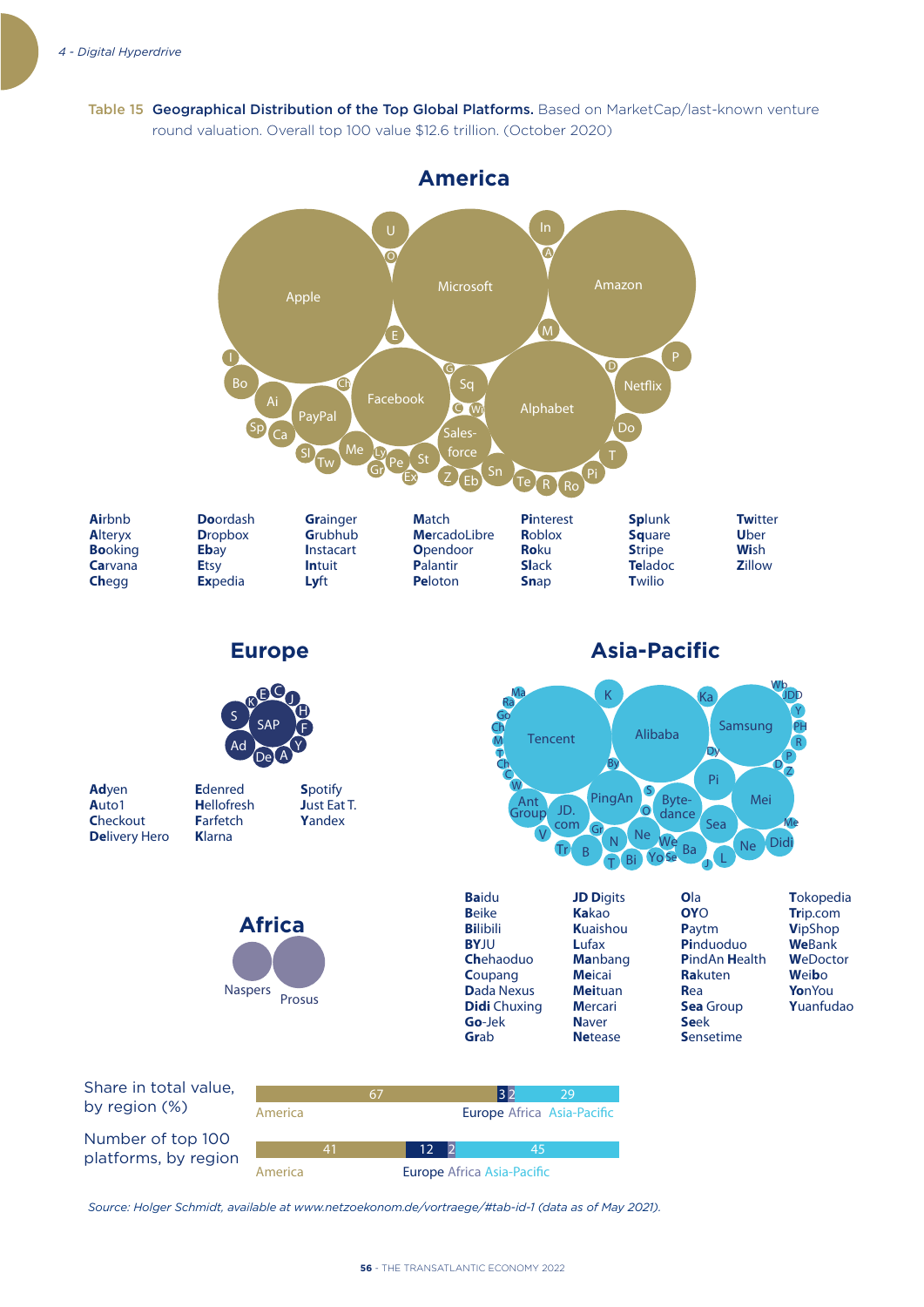**Table 15 Geographical Distribution of the Top Global Platforms.** Based on MarketCap/last-known venture round valuation. Overall top 100 value $12.6 trillion. (October 2020)

## America

Apple, Microsoft, Amazon, Facebook, Alphabet, PayPal, Netflix, Salesforce

**Air**bnb, **Al**teryx, **Bo**oking, **Ca**rvana, **Ch**egg, **Do**ordash, **D**ropbox, **E**bay, **E**tsy, **Ex**pedia, **Gr**ainger, **G**rubhub, **I**nstacart, **In**tuit, **Ly**ft, **M**atch, **Me**rcadoLibre, **O**pendoor, **P**alantir, **Pe**loton, **Pi**nterest, **R**oblox, **Ro**ku, **Sl**ack, **Sn**ap, **Sp**lunk, **Sq**uare, **St**ripe, **Te**ladoc, **T**wilio, **Tw**itter, **U**ber, **W**ish, **Z**illow

## Europe

SAP

**Ad**yen, **A**uto1, **C**heckout, **De**livery Hero, **E**denred, **H**ellofresh, **F**arfetch, **K**larna, **S**potify, **J**ust Eat T., **Y**andex

## Asia-Pacific

Tencent, Alibaba, Samsung, PingAn, Bytedance, Ant Group, JD.com, Mei, Sea, Didi

**Ba**idu, **Be**ike, **Bi**libili, **BY**JU, **Ch**ehaoduo, **C**oupang, **D**ada Nexus, **Didi** Chuxing, **Go**-Jek, **Gr**ab, **JD D**igits, **K**akao, **K**uaishou, **L**ufax, **Ma**nbang, **Me**icai, **Mei**tuan, **M**ercari, **N**aver, **Ne**tease, **O**la, **OYO**, **P**aytm, **Pi**nduoduo, **PingAn** Health, **Ra**kuten, **Re**a, **Sea** Group, **Se**ek, **S**ensetime, **T**okopedia, **Tr**ip.com, **V**ipShop, **We**Bank, **W**eDoctor, **Wb**, **Yo**nYou, **Y**uanfudao

## Africa

Naspers, Prosus

| | America | Europe | Africa | Asia-Pacific |
|---|---|---|---|---|
| Share in total value, by region (%) | 67 | 3 | 2 | 29 |
| Number of top 100 platforms, by region | 41 | 12 | 2 | 45 |

*Source: Holger Schmidt, available at www.netzoekonom.de/vortraege/#tab-id-1 (data as of May 2021).*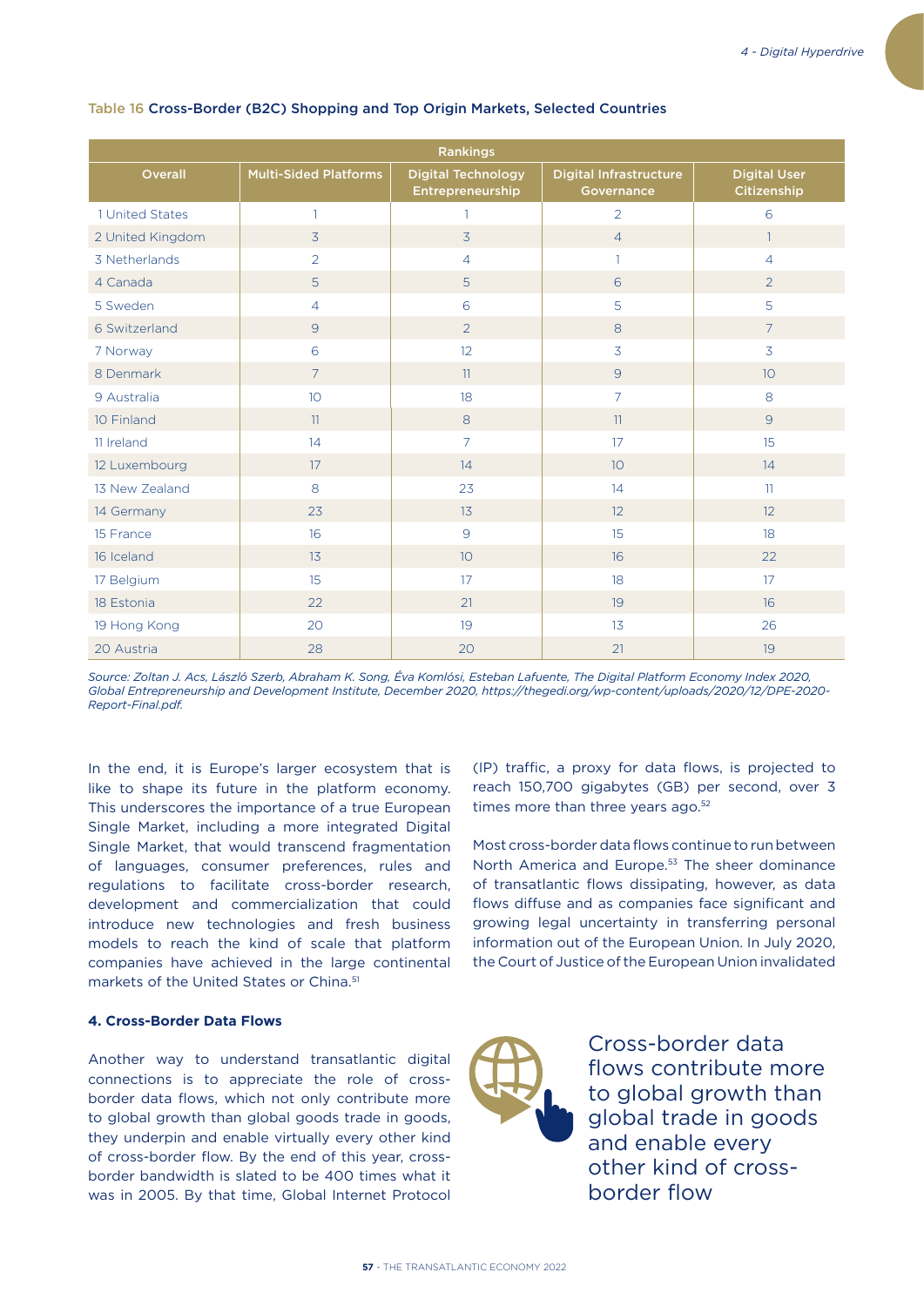Table 16 **Cross-Border (B2C) Shopping and Top Origin Markets, Selected Countries**

| Rankings | | | | |
|---|---|---|---|---|
| Overall | Multi-Sided Platforms | Digital Technology Entrepreneurship | Digital Infrastructure Governance | Digital User Citizenship |
| 1 United States | 1 | 1 | 2 | 6 |
| 2 United Kingdom | 3 | 3 | 4 | 1 |
| 3 Netherlands | 2 | 4 | 1 | 4 |
| 4 Canada | 5 | 5 | 6 | 2 |
| 5 Sweden | 4 | 6 | 5 | 5 |
| 6 Switzerland | 9 | 2 | 8 | 7 |
| 7 Norway | 6 | 12 | 3 | 3 |
| 8 Denmark | 7 | 11 | 9 | 10 |
| 9 Australia | 10 | 18 | 7 | 8 |
| 10 Finland | 11 | 8 | 11 | 9 |
| 11 Ireland | 14 | 7 | 17 | 15 |
| 12 Luxembourg | 17 | 14 | 10 | 14 |
| 13 New Zealand | 8 | 23 | 14 | 11 |
| 14 Germany | 23 | 13 | 12 | 12 |
| 15 France | 16 | 9 | 15 | 18 |
| 16 Iceland | 13 | 10 | 16 | 22 |
| 17 Belgium | 15 | 17 | 18 | 17 |
| 18 Estonia | 22 | 21 | 19 | 16 |
| 19 Hong Kong | 20 | 19 | 13 | 26 |
| 20 Austria | 28 | 20 | 21 | 19 |

*Source: Zoltan J. Acs, László Szerb, Abraham K. Song, Éva Komlósi, Esteban Lafuente, The Digital Platform Economy Index 2020, Global Entrepreneurship and Development Institute, December 2020, https://thegedi.org/wp-content/uploads/2020/12/DPE-2020-Report-Final.pdf.*

In the end, it is Europe's larger ecosystem that is like to shape its future in the platform economy. This underscores the importance of a true European Single Market, including a more integrated Digital Single Market, that would transcend fragmentation of languages, consumer preferences, rules and regulations to facilitate cross-border research, development and commercialization that could introduce new technologies and fresh business models to reach the kind of scale that platform companies have achieved in the large continental markets of the United States or China.[51]

#### 4. Cross-Border Data Flows

Another way to understand transatlantic digital connections is to appreciate the role of cross-border data flows, which not only contribute more to global growth than global goods trade in goods, they underpin and enable virtually every other kind of cross-border flow. By the end of this year, cross-border bandwidth is slated to be 400 times what it was in 2005. By that time, Global Internet Protocol (IP) traffic, a proxy for data flows, is projected to reach 150,700 gigabytes (GB) per second, over 3 times more than three years ago.[52]

Most cross-border data flows continue to run between North America and Europe.[53] The sheer dominance of transatlantic flows dissipating, however, as data flows diffuse and as companies face significant and growing legal uncertainty in transferring personal information out of the European Union. In July 2020, the Court of Justice of the European Union invalidated

Cross-border data flows contribute more to global growth than global trade in goods and enable every other kind of cross-border flow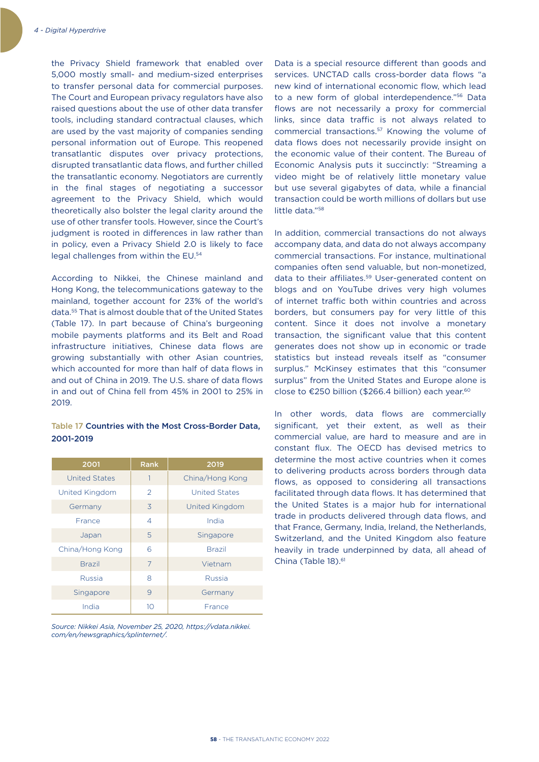the Privacy Shield framework that enabled over 5,000 mostly small- and medium-sized enterprises to transfer personal data for commercial purposes. The Court and European privacy regulators have also raised questions about the use of other data transfer tools, including standard contractual clauses, which are used by the vast majority of companies sending personal information out of Europe. This reopened transatlantic disputes over privacy protections, disrupted transatlantic data flows, and further chilled the transatlantic economy. Negotiators are currently in the final stages of negotiating a successor agreement to the Privacy Shield, which would theoretically also bolster the legal clarity around the use of other transfer tools. However, since the Court's judgment is rooted in differences in law rather than in policy, even a Privacy Shield 2.0 is likely to face legal challenges from within the EU.[54]

According to Nikkei, the Chinese mainland and Hong Kong, the telecommunications gateway to the mainland, together account for 23% of the world's data.[55] That is almost double that of the United States (Table 17). In part because of China's burgeoning mobile payments platforms and its Belt and Road infrastructure initiatives, Chinese data flows are growing substantially with other Asian countries, which accounted for more than half of data flows in and out of China in 2019. The U.S. share of data flows in and out of China fell from 45% in 2001 to 25% in 2019.

**Table 17 Countries with the Most Cross-Border Data, 2001-2019**

| 2001 | Rank | 2019 |
|---|---|---|
| United States | 1 | China/Hong Kong |
| United Kingdom | 2 | United States |
| Germany | 3 | United Kingdom |
| France | 4 | India |
| Japan | 5 | Singapore |
| China/Hong Kong | 6 | Brazil |
| Brazil | 7 | Vietnam |
| Russia | 8 | Russia |
| Singapore | 9 | Germany |
| India | 10 | France |

*Source: Nikkei Asia, November 25, 2020, https://vdata.nikkei.com/en/newsgraphics/splinternet/.*

Data is a special resource different than goods and services. UNCTAD calls cross-border data flows "a new kind of international economic flow, which lead to a new form of global interdependence."[56] Data flows are not necessarily a proxy for commercial links, since data traffic is not always related to commercial transactions.[57] Knowing the volume of data flows does not necessarily provide insight on the economic value of their content. The Bureau of Economic Analysis puts it succinctly: "Streaming a video might be of relatively little monetary value but use several gigabytes of data, while a financial transaction could be worth millions of dollars but use little data."[58]

In addition, commercial transactions do not always accompany data, and data do not always accompany commercial transactions. For instance, multinational companies often send valuable, but non-monetized, data to their affiliates.[59] User-generated content on blogs and on YouTube drives very high volumes of internet traffic both within countries and across borders, but consumers pay for very little of this content. Since it does not involve a monetary transaction, the significant value that this content generates does not show up in economic or trade statistics but instead reveals itself as "consumer surplus." McKinsey estimates that this "consumer surplus" from the United States and Europe alone is close to €250 billion ($266.4 billion) each year.[60]

In other words, data flows are commercially significant, yet their extent, as well as their commercial value, are hard to measure and are in constant flux. The OECD has devised metrics to determine the most active countries when it comes to delivering products across borders through data flows, as opposed to considering all transactions facilitated through data flows. It has determined that the United States is a major hub for international trade in products delivered through data flows, and that France, Germany, India, Ireland, the Netherlands, Switzerland, and the United Kingdom also feature heavily in trade underpinned by data, all ahead of China (Table 18).[61]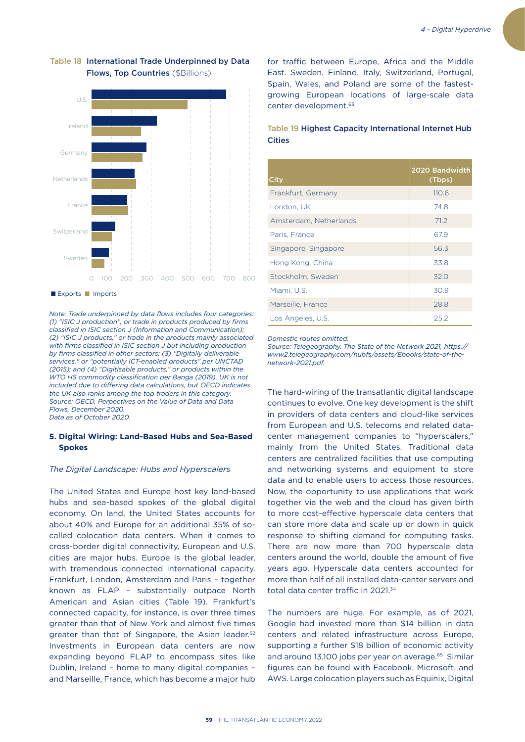**Table 18 International Trade Underpinned by Data Flows, Top Countries** ($Billions)

Exports ■ Imports

*Note: Trade underpinned by data flows includes four categories: (1) "ISIC J production", or trade in products produced by firms classified in ISIC section J (Information and Communication); (2) "ISIC J products," or trade in the products mainly associated with firms classified in ISIC section J but including production by firms classified in other sectors; (3) "Digitally deliverable services," or "potentially ICT-enabled products" per UNCTAD (2015); and (4) "Digitisable products," or products within the WTO HS commodity classification per Banga (2019). UK is not included due to differing data calculations, but OECD indicates the UK also ranks among the top traders in this category.*
*Source: OECD, Perpectives on the Value of Data and Data Flows, December 2020.*
*Data as of October 2020.*

## 5. Digital Wiring: Land-Based Hubs and Sea-Based Spokes

*The Digital Landscape: Hubs and Hyperscalers*

The United States and Europe host key land-based hubs and sea-based spokes of the global digital economy. On land, the United States accounts for about 40% and Europe for an additional 35% of so-called colocation data centers. When it comes to cross-border digital connectivity, European and U.S. cities are major hubs. Europe is the global leader, with tremendous connected international capacity. Frankfurt, London, Amsterdam and Paris – together known as FLAP – substantially outpace North American and Asian cities (Table 19). Frankfurt's connected capacity, for instance, is over three times greater than that of New York and almost five times greater than that of Singapore, the Asian leader.[62] Investments in European data centers are now expanding beyond FLAP to encompass sites like Dublin, Ireland – home to many digital companies – and Marseille, France, which has become a major hub for traffic between Europe, Africa and the Middle East. Sweden, Finland, Italy, Switzerland, Portugal, Spain, Wales, and Poland are some of the fastest-growing European locations of large-scale data center development.[63]

**Table 19 Highest Capacity International Internet Hub Cities**

| City | 2020 Bandwidth (Tbps) |
|---|---|
| Frankfurt, Germany | 110.6 |
| London, UK | 74.8 |
| Amsterdam, Netherlands | 71.2 |
| Paris, France | 67.9 |
| Singapore, Singapore | 56.3 |
| Hong Kong, China | 33.8 |
| Stockholm, Sweden | 32.0 |
| Miami, U.S. | 30.9 |
| Marseille, France | 28.8 |
| Los Angeles, U.S. | 25.2 |

*Domestic routes omitted.*
*Source: Telegeography, The State of the Network 2021, https://www2.telegeography.com/hubfs/assets/Ebooks/state-of-the-network-2021.pdf.*

The hard-wiring of the transatlantic digital landscape continues to evolve. One key development is the shift in providers of data centers and cloud-like services from European and U.S. telecoms and related data-center management companies to "hyperscalers," mainly from the United States. Traditional data centers are centralized facilities that use computing and networking systems and equipment to store data and to enable users to access those resources. Now, the opportunity to use applications that work together via the web and the cloud has given birth to more cost-effective hyperscale data centers that can store more data and scale up or down in quick response to shifting demand for computing tasks. There are now more than 700 hyperscale data centers around the world, double the amount of five years ago. Hyperscale data centers accounted for more than half of all installed data-center servers and total data center traffic in 2021.[34]

The numbers are huge. For example, as of 2021, Google had invested more than $14 billion in data centers and related infrastructure across Europe, supporting a further $18 billion of economic activity and around 13,100 jobs per year on average.[65] Similar figures can be found with Facebook, Microsoft, and AWS. Large colocation players such as Equinix, Digital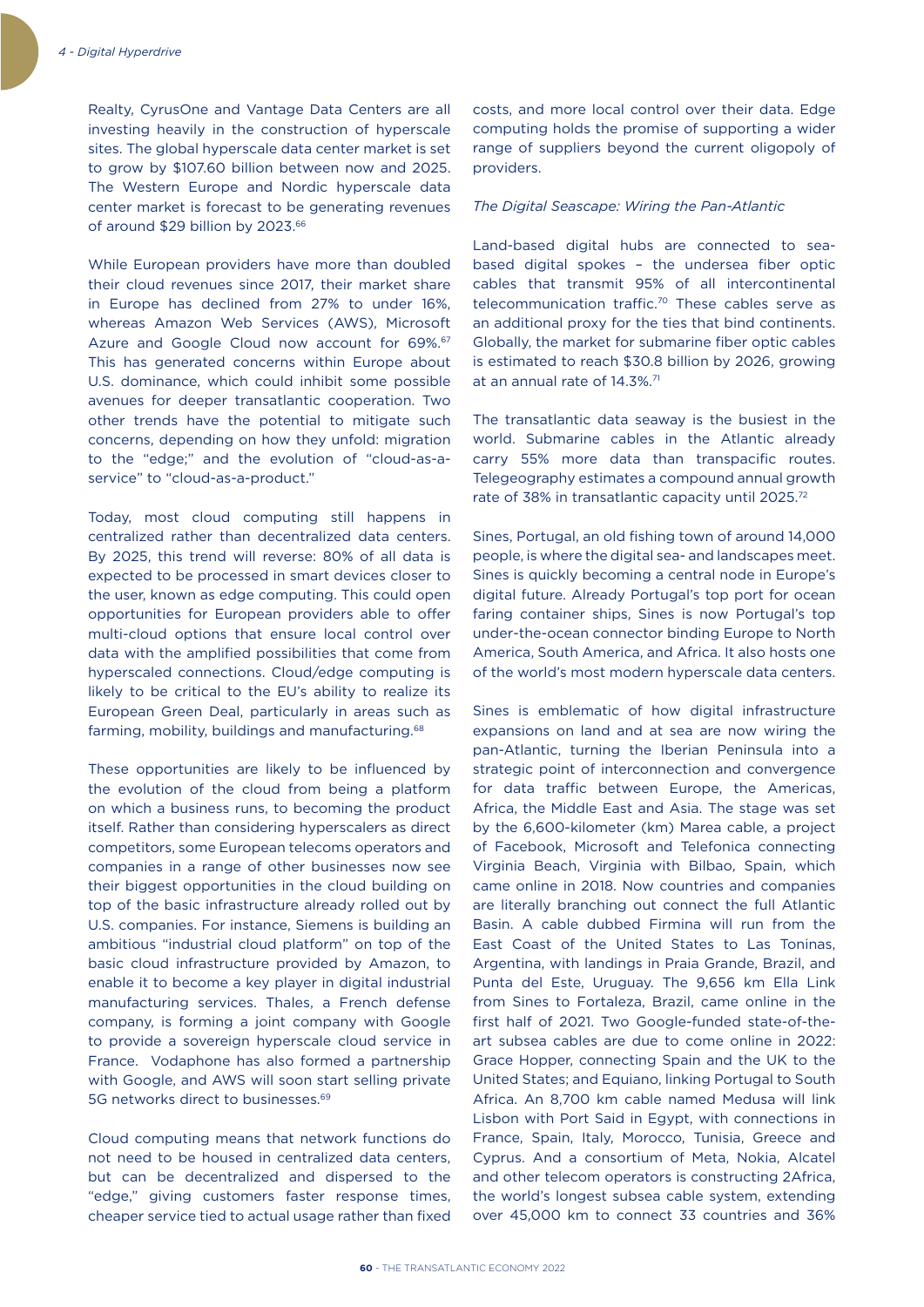Realty, CyrusOne and Vantage Data Centers are all investing heavily in the construction of hyperscale sites. The global hyperscale data center market is set to grow by $107.60 billion between now and 2025. The Western Europe and Nordic hyperscale data center market is forecast to be generating revenues of around $29 billion by 2023.[66]

While European providers have more than doubled their cloud revenues since 2017, their market share in Europe has declined from 27% to under 16%, whereas Amazon Web Services (AWS), Microsoft Azure and Google Cloud now account for 69%.[67] This has generated concerns within Europe about U.S. dominance, which could inhibit some possible avenues for deeper transatlantic cooperation. Two other trends have the potential to mitigate such concerns, depending on how they unfold: migration to the "edge;" and the evolution of "cloud-as-a-service" to "cloud-as-a-product."

Today, most cloud computing still happens in centralized rather than decentralized data centers. By 2025, this trend will reverse: 80% of all data is expected to be processed in smart devices closer to the user, known as edge computing. This could open opportunities for European providers able to offer multi-cloud options that ensure local control over data with the amplified possibilities that come from hyperscaled connections. Cloud/edge computing is likely to be critical to the EU's ability to realize its European Green Deal, particularly in areas such as farming, mobility, buildings and manufacturing.[68]

These opportunities are likely to be influenced by the evolution of the cloud from being a platform on which a business runs, to becoming the product itself. Rather than considering hyperscalers as direct competitors, some European telecoms operators and companies in a range of other businesses now see their biggest opportunities in the cloud building on top of the basic infrastructure already rolled out by U.S. companies. For instance, Siemens is building an ambitious "industrial cloud platform" on top of the basic cloud infrastructure provided by Amazon, to enable it to become a key player in digital industrial manufacturing services. Thales, a French defense company, is forming a joint company with Google to provide a sovereign hyperscale cloud service in France. Vodaphone has also formed a partnership with Google, and AWS will soon start selling private 5G networks direct to businesses.[69]

Cloud computing means that network functions do not need to be housed in centralized data centers, but can be decentralized and dispersed to the "edge," giving customers faster response times, cheaper service tied to actual usage rather than fixed costs, and more local control over their data. Edge computing holds the promise of supporting a wider range of suppliers beyond the current oligopoly of providers.

*The Digital Seascape: Wiring the Pan-Atlantic*

Land-based digital hubs are connected to sea-based digital spokes – the undersea fiber optic cables that transmit 95% of all intercontinental telecommunication traffic.[70] These cables serve as an additional proxy for the ties that bind continents. Globally, the market for submarine fiber optic cables is estimated to reach $30.8 billion by 2026, growing at an annual rate of 14.3%.[71]

The transatlantic data seaway is the busiest in the world. Submarine cables in the Atlantic already carry 55% more data than transpacific routes. Telegeography estimates a compound annual growth rate of 38% in transatlantic capacity until 2025.[72]

Sines, Portugal, an old fishing town of around 14,000 people, is where the digital sea- and landscapes meet. Sines is quickly becoming a central node in Europe's digital future. Already Portugal's top port for ocean faring container ships, Sines is now Portugal's top under-the-ocean connector binding Europe to North America, South America, and Africa. It also hosts one of the world's most modern hyperscale data centers.

Sines is emblematic of how digital infrastructure expansions on land and at sea are now wiring the pan-Atlantic, turning the Iberian Peninsula into a strategic point of interconnection and convergence for data traffic between Europe, the Americas, Africa, the Middle East and Asia. The stage was set by the 6,600-kilometer (km) Marea cable, a project of Facebook, Microsoft and Telefonica connecting Virginia Beach, Virginia with Bilbao, Spain, which came online in 2018. Now countries and companies are literally branching out connect the full Atlantic Basin. A cable dubbed Firmina will run from the East Coast of the United States to Las Toninas, Argentina, with landings in Praia Grande, Brazil, and Punta del Este, Uruguay. The 9,656 km Ella Link from Sines to Fortaleza, Brazil, came online in the first half of 2021. Two Google-funded state-of-the-art subsea cables are due to come online in 2022: Grace Hopper, connecting Spain and the UK to the United States; and Equiano, linking Portugal to South Africa. An 8,700 km cable named Medusa will link Lisbon with Port Said in Egypt, with connections in France, Spain, Italy, Morocco, Tunisia, Greece and Cyprus. And a consortium of Meta, Nokia, Alcatel and other telecom operators is constructing 2Africa, the world's longest subsea cable system, extending over 45,000 km to connect 33 countries and 36%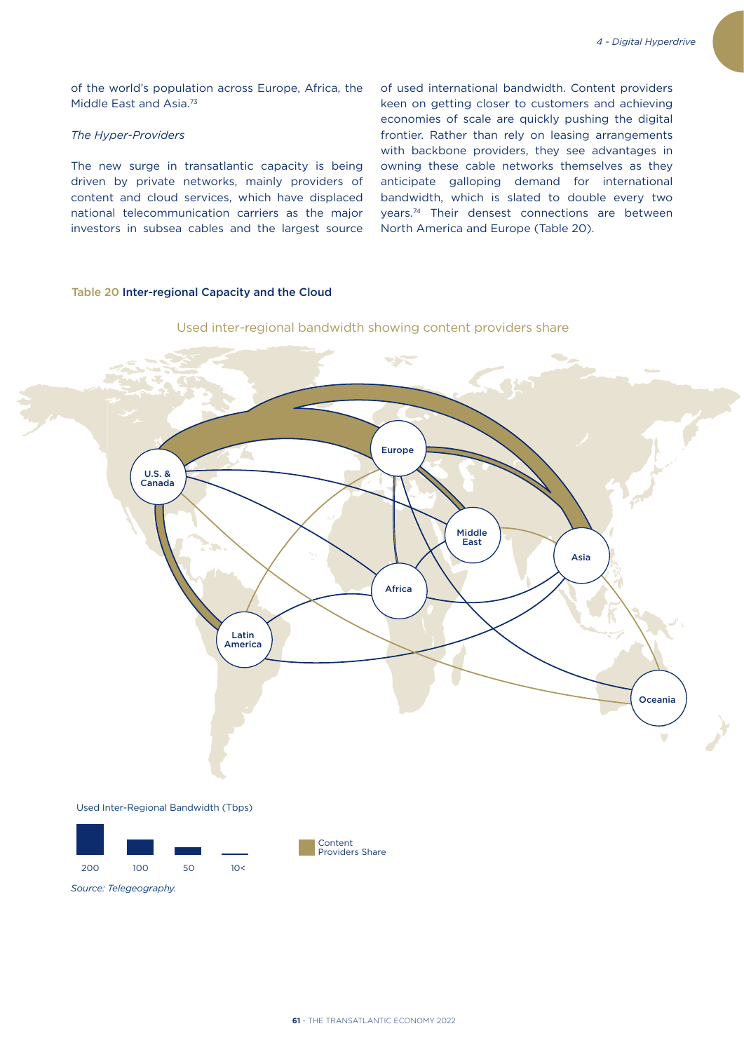of the world's population across Europe, Africa, the Middle East and Asia.[73]

*The Hyper-Providers*

The new surge in transatlantic capacity is being driven by private networks, mainly providers of content and cloud services, which have displaced national telecommunication carriers as the major investors in subsea cables and the largest source of used international bandwidth. Content providers keen on getting closer to customers and achieving economies of scale are quickly pushing the digital frontier. Rather than rely on leasing arrangements with backbone providers, they see advantages in owning these cable networks themselves as they anticipate galloping demand for international bandwidth, which is slated to double every two years.[74] Their densest connections are between North America and Europe (Table 20).

**Table 20 Inter-regional Capacity and the Cloud**

Used inter-regional bandwidth showing content providers share

U.S. & Canada

Europe

Middle East

Asia

Africa

Latin America

Oceania

Used Inter-Regional Bandwidth (Tbps)

200 100 50 10<

Content Providers Share

*Source: Telegeography.*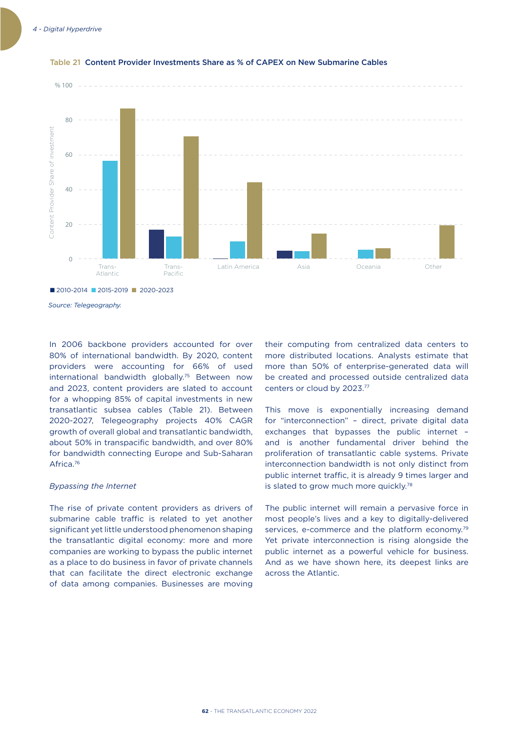**Table 21** Content Provider Investments Share as % of CAPEX on New Submarine Cables

Source: Telegeography.

In 2006 backbone providers accounted for over 80% of international bandwidth. By 2020, content providers were accounting for 66% of used international bandwidth globally.[75] Between now and 2023, content providers are slated to account for a whopping 85% of capital investments in new transatlantic subsea cables (Table 21). Between 2020-2027, Telegeography projects 40% CAGR growth of overall global and transatlantic bandwidth, about 50% in transpacific bandwidth, and over 80% for bandwidth connecting Europe and Sub-Saharan Africa.[76]

*Bypassing the Internet*

The rise of private content providers as drivers of submarine cable traffic is related to yet another significant yet little understood phenomenon shaping the transatlantic digital economy: more and more companies are working to bypass the public internet as a place to do business in favor of private channels that can facilitate the direct electronic exchange of data among companies. Businesses are moving their computing from centralized data centers to more distributed locations. Analysts estimate that more than 50% of enterprise-generated data will be created and processed outside centralized data centers or cloud by 2023.[77]

This move is exponentially increasing demand for "interconnection" – direct, private digital data exchanges that bypasses the public internet – and is another fundamental driver behind the proliferation of transatlantic cable systems. Private interconnection bandwidth is not only distinct from public internet traffic, it is already 9 times larger and is slated to grow much more quickly.[78]

The public internet will remain a pervasive force in most people's lives and a key to digitally-delivered services, e-commerce and the platform economy.[79] Yet private interconnection is rising alongside the public internet as a powerful vehicle for business. And as we have shown here, its deepest links are across the Atlantic.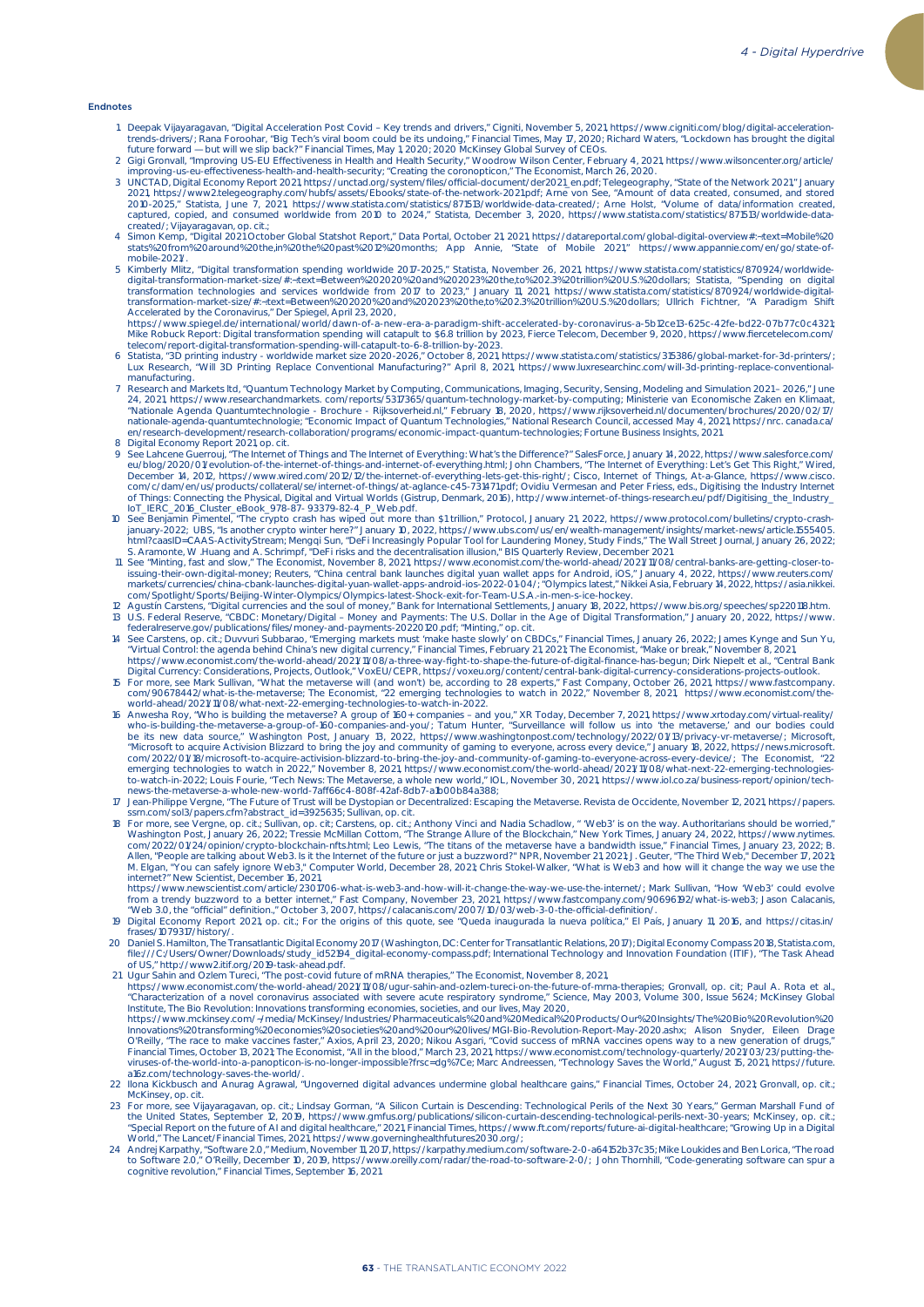## Endnotes

1. Deepak Vijayaragavan, "Digital Acceleration Post Covid – Key trends and drivers," Cigniti, November 5, 2021, https://www.cigniti.com/blog/digital-acceleration-trends-drivers/; Rana Foroohar, "Big Tech's viral boom could be its undoing," Financial Times, May 17, 2020; Richard Waters, "Lockdown has brought the digital future forward — but will we slip back?" Financial Times, May 1, 2020; 2020 McKinsey Global Survey of CEOs.
2. Gigi Gronvall, "Improving US-EU Effectiveness in Health and Health Security," Woodrow Wilson Center, February 4, 2021, https://www.wilsoncenter.org/article/improving-us-eu-effectiveness-health-and-health-security; "Creating the coronopticon," The Economist, March 26, 2020.
3. UNCTAD, Digital Economy Report 2021, https://unctad.org/system/files/official-document/der2021_en.pdf; Telegeography, "State of the Network 2021," January 2021, https://www2.telegeography.com/hubfs/assets/Ebooks/state-of-the-network-2021.pdf; Arne von See, "Amount of data created, consumed, and stored 2010-2025," Statista, June 7, 2021, https://www.statista.com/statistics/871513/worldwide-data-created/; Arne Holst, "Volume of data/information created, captured, copied, and consumed worldwide from 2010 to 2024," Statista, December 3, 2020, https://www.statista.com/statistics/871513/worldwide-data-created/; Vijayaragavan, op. cit.;
4. Simon Kemp, "Digital 2021 October Global Statshot Report," Data Portal, October 21, 2021, https://datareportal.com/global-digital-overview#:~text=Mobile%20stats%20from%20around%20the,in%20the%20past%2012%20months; App Annie, "State of Mobile 2021," https://www.appannie.com/en/go/state-of-mobile-2021/.
5. Kimberly Mlitz, "Digital transformation spending worldwide 2017-2025," Statista, November 26, 2021, https://www.statista.com/statistics/870924/worldwide-digital-transformation-market-size/#:~text=Between%202020%20and%202023%20the,to%202.3%20trillion%20U.S.%20dollars; Statista, "Spending on digital transformation technologies and services worldwide from 2017 to 2023," January 11, 2021, https://www.statista.com/statistics/870924/worldwide-digital-transformation-market-size/#:~text=Between%202020%20and%202023%20the,to%202.3%20trillion%20U.S.%20dollars; Ullrich Fichtner, "A Paradigm Shift Accelerated by the Coronavirus," Der Spiegel, April 23, 2020,
https://www.spiegel.de/international/world/dawn-of-a-new-era-a-paradigm-shift-accelerated-by-coronavirus-a-5b12ce13-625c-42fe-bd22-07b77c0c4321; Mike Robuck Report: Digital transformation spending will catapult to $6.8 trillion by 2023, Fierce Telecom, December 9, 2020, https://www.fiercetelecom.com/telecom/report-digital-transformation-spending-will-catapult-to-6-8-trillion-by-2023.
6. Statista, "3D printing industry - worldwide market size 2020-2026," October 8, 2021, https://www.statista.com/statistics/315386/global-market-for-3d-printers/; Lux Research, "Will 3D Printing Replace Conventional Manufacturing?" April 8, 2021, https://www.luxresearchinc.com/will-3d-printing-replace-conventional-manufacturing.
7. Research and Markets ltd, "Quantum Technology Market by Computing, Communications, Imaging, Security, Sensing, Modeling and Simulation 2021– 2026," June 24, 2021, https://www.researchandmarkets.com/reports/5317365/quantum-technology-market-by-computing; Ministerie van Economische Zaken en Klimaat, "Nationale Agenda Quantumtechnologie - Brochure - Rijksoverheid.nl," February 18, 2020, https://www.rijksoverheid.nl/documenten/brochures/2020/02/17/nationale-agenda-quantumtechnologie; "Economic Impact of Quantum Technologies," National Research Council, accessed May 4, 2021, https://nrc.canada.ca/en/research-development/research-collaboration/programs/economic-impact-quantum-technologies; Fortune Business Insights, 2021.
8. Digital Economy Report 2021, op. cit.
9. See Lahcene Guerrouj, "The Internet of Things and The Internet of Everything: What's the Difference?" SalesForce, January 14, 2022, https://www.salesforce.com/eu/blog/2020/01/evolution-of-the-internet-of-things-and-internet-of-everything.html; John Chambers, "The Internet of Everything: Let's Get This Right," Wired, December 14, 2012, https://www.wired.com/2012/12/the-internet-of-everything-lets-get-this-right/; Cisco, Internet of Things, At-a-Glance, https://www.cisco.com/c/dam/en/us/products/collateral/se/internet-of-things/at-aglance-c45-731471.pdf; Ovidiu Vermesan and Peter Friess, eds., Digitising the Industry Internet of Things: Connecting the Physical, Digital and Virtual Worlds (Gistrup, Denmark, 2016), http://www.internet-of-things-research.eu/pdf/Digitising_the_Industry_IoT_IERC_2016_Cluster_eBook_978-87-93379-82-4_P_Web.pdf.
10. See Benjamin Pimentel, "The crypto crash has wiped out more than $1 trillion," Protocol, January 21, 2022, https://www.protocol.com/bulletins/crypto-crash-january-2022; UBS, "Is another crypto winter here?" January 10, 2022, https://www.ubs.com/us/en/wealth-management/insights/market-news/article.1555405.html?caasID=CAAS-ActivityStream; Mengqi Sun, "DeFi Increasingly Popular Tool for Laundering Money, Study Finds," The Wall Street Journal, January 26, 2022; S. Aramonte, W .Huang and A. Schrimpf, "DeFi risks and the decentralisation illusion," BIS Quarterly Review, December 2021.
11. See "Minting, fast and slow," The Economist, November 8, 2021, https://www.economist.com/the-world-ahead/2021/11/08/central-banks-are-getting-closer-to-issuing-their-own-digital-money; Reuters, "China central bank launches digital yuan wallet apps for Android, iOS," January 4, 2022, https://www.reuters.com/markets/currencies/china-cbank-launches-digital-yuan-wallet-apps-android-ios-2022-01-04/; "Olympics latest," Nikkei Asia, February 14, 2022, https://asia.nikkei.com/Spotlight/Sports/Beijing-Winter-Olympics/Olympics-latest-Shock-exit-for-Team-U.S.A.-in-men-s-ice-hockey.
12. Agustín Carstens, "Digital currencies and the soul of money," Bank for International Settlements, January 18, 2022, https://www.bis.org/speeches/sp220118.htm.
13. U.S. Federal Reserve, "CBDC: Monetary/Digital – Money and Payments: The U.S. Dollar in the Age of Digital Transformation," January 20, 2022, https://www.federalreserve.gov/publications/files/money-and-payments-20220120.pdf; "Minting," op. cit.
14. See Carstens, op. cit.; Duvvuri Subbarao, "Emerging markets must 'make haste slowly' on CBDCs," Financial Times, January 26, 2022; James Kynge and Sun Yu, "Virtual Control: the agenda behind China's new digital currency," Financial Times, February 21, 2021; The Economist, "Make or break," November 8, 2021,
https://www.economist.com/the-world-ahead/2021/11/08/a-three-way-fight-to-shape-the-future-of-digital-finance-has-begun; Dirk Niepelt et al., "Central Bank Digital Currency: Considerations, Projects, Outlook," VoxEU/CEPR, https://voxeu.org/content/central-bank-digital-currency-considerations-projects-outlook.
15. For more, see Mark Sullivan, "What the metaverse will (and won't) be, according to 28 experts," Fast Company, October 26, 2021, https://www.fastcompany.com/90678442/what-is-the-metaverse; The Economist, "22 emerging technologies to watch in 2022," November 8, 2021, https://www.economist.com/the-world-ahead/2021/11/08/what-next-22-emerging-technologies-to-watch-in-2022.
16. Anwesha Roy, "Who is building the metaverse? A group of 160+ companies – and you," XR Today, December 7, 2021, https://www.xrtoday.com/virtual-reality/who-is-building-the-metaverse-a-group-of-160-companies-and-you/; Tatum Hunter, "Surveillance will follow us into 'the metaverse,' and our bodies could be its new data source," Washington Post, January 13, 2022, https://www.washingtonpost.com/technology/2022/01/13/privacy-vr-metaverse/; Microsoft, "Microsoft to acquire Activision Blizzard to bring the joy and community of gaming to everyone, across every device," January 18, 2022, https://news.microsoft.com/2022/01/18/microsoft-to-acquire-activision-blizzard-to-bring-the-joy-and-community-of-gaming-to-everyone-across-every-device/; The Economist, "22 emerging technologies to watch in 2022," November 8, 2021, https://www.economist.com/the-world-ahead/2021/11/08/what-next-22-emerging-technologies-to-watch-in-2022; Louis Fourie, "Tech News: The Metaverse, a whole new world," IOL, November 30, 2021, https://www.iol.co.za/business-report/opinion/tech-news-the-metaverse-a-whole-new-world-7aff66c4-808f-42af-8db7-a1b00b84a388;
17. Jean-Philippe Vergne, "The Future of Trust will be Dystopian or Decentralized: Escaping the Metaverse. Revista de Occidente, November 12, 2021, https://papers.ssrn.com/sol3/papers.cfm?abstract_id=3925635; Sullivan, op. cit.
18. For more, see Vergne, op. cit.; Sullivan, op. cit.; Carstens, op. cit.; Anthony Vinci and Nadia Schadlow, " 'Web3' is on the way. Authoritarians should be worried," Washington Post, January 26, 2022; Tressie McMillan Cottom, "The Strange Allure of the Blockchain," New York Times, January 24, 2022, https://www.nytimes.com/2022/01/24/opinion/crypto-blockchain-nfts.html; Leo Lewis, "The titans of the metaverse have a bandwidth issue," Financial Times, January 23, 2022; B. Allen, "People are talking about Web3. Is it the Internet of the future or just a buzzword?" NPR, November 21, 2021; J. Geuter, "The Third Web," December 17, 2021; M. Elgan, "You can safely ignore Web3," Computer World, December 28, 2021; Chris Stokel-Walker, "What is Web3 and how will it change the way we use the internet?" New Scientist, December 16, 2021,
https://www.newscientist.com/article/2301706-what-is-web3-and-how-will-it-change-the-way-we-use-the-internet/; Mark Sullivan, "How 'Web3' could evolve from a trendy buzzword to a better internet," Fast Company, November 23, 2021, https://www.fastcompany.com/90696192/what-is-web3; Jason Calacanis, "Web 3.0, the "official" definition.," October 3, 2007, https://calacanis.com/2007/10/03/web-3-0-the-official-definition/.
19. Digital Economy Report 2021, op. cit.; For the origins of this quote, see "Queda inaugurada la nueva política," El País, January 11, 2016, and https://citas.in/frases/1079317/history/.
20. Daniel S. Hamilton, The Transatlantic Digital Economy 2017 (Washington, DC: Center for Transatlantic Relations, 2017); Digital Economy Compass 2018, Statista.com, file:///C:/Users/Owner/Downloads/study_id52194_digital-economy-compass.pdf; International Technology and Innovation Foundation (ITIF), "The Task Ahead of US," http://www2.itif.org/2019-task-ahead.pdf.
21. Ugur Sahin and Ozlem Tureci, "The post-covid future of mRNA therapies," The Economist, November 8, 2021,
https://www.economist.com/the-world-ahead/2021/11/08/ugur-sahin-and-ozlem-tureci-on-the-future-of-mrna-therapies; Gronvall, op. cit; Paul A. Rota et al., "Characterization of a novel coronavirus associated with severe acute respiratory syndrome," Science, May 2003, Volume 300, Issue 5624; McKinsey Global Institute, The Bio Revolution: Innovations transforming economies, societies, and our lives, May 2020,
https://www.mckinsey.com/~/media/McKinsey/Industries/Pharmaceuticals%20and%20Medical%20Products/Our%20Insights/The%20Bio%20Revolution%20Innovations%20transforming%20economies%20societies%20and%20our%20lives/MGI-Bio-Revolution-Report-May-2020.ashx; Alison Snyder, Eileen Drage O'Reilly, "The race to make vaccines faster," Axios, April 23, 2020; Nikou Asgari, "Covid success of mRNA vaccines opens way to a new generation of drugs," Financial Times, October 13, 2021; The Economist, "All in the blood," March 23, 2021, https://www.economist.com/technology-quarterly/2021/03/23/putting-the-viruses-of-the-world-into-a-panopticon-is-no-longer-impossible?frsc=dg%7Ce; Marc Andreessen, "Technology Saves the World," August 15, 2021, https://future.a16z.com/technology-saves-the-world/.
22. Ilona Kickbusch and Anurag Agrawal, "Ungoverned digital advances undermine global healthcare gains," Financial Times, October 24, 2021; Gronvall, op. cit.; McKinsey, op. cit.
23. For more, see Vijayaragavan, op. cit.; Lindsay Gorman, "A Silicon Curtain is Descending: Technological Perils of the Next 30 Years," German Marshall Fund of the United States, September 12, 2019, https://www.gmfus.org/publications/silicon-curtain-descending-technological-perils-next-30-years; McKinsey, op. cit.; "Special Report on the future of AI and digital healthcare," 2021, Financial Times, https://www.ft.com/reports/future-ai-digital-healthcare; "Growing Up in a Digital World," The Lancet/Financial Times, 2021, https://www.governinghealthfutures2030.org/;
24. Andrej Karpathy, "Software 2.0," Medium, November 11, 2017, https://karpathy.medium.com/software-2-0-a64152b37c35; Mike Loukides and Ben Lorica, "The road to Software 2.0," O'Reilly, December 10, 2019, https://www.oreilly.com/radar/the-road-to-software-2-0/; John Thornhill, "Code-generating software can spur a cognitive revolution," Financial Times, September 16, 2021.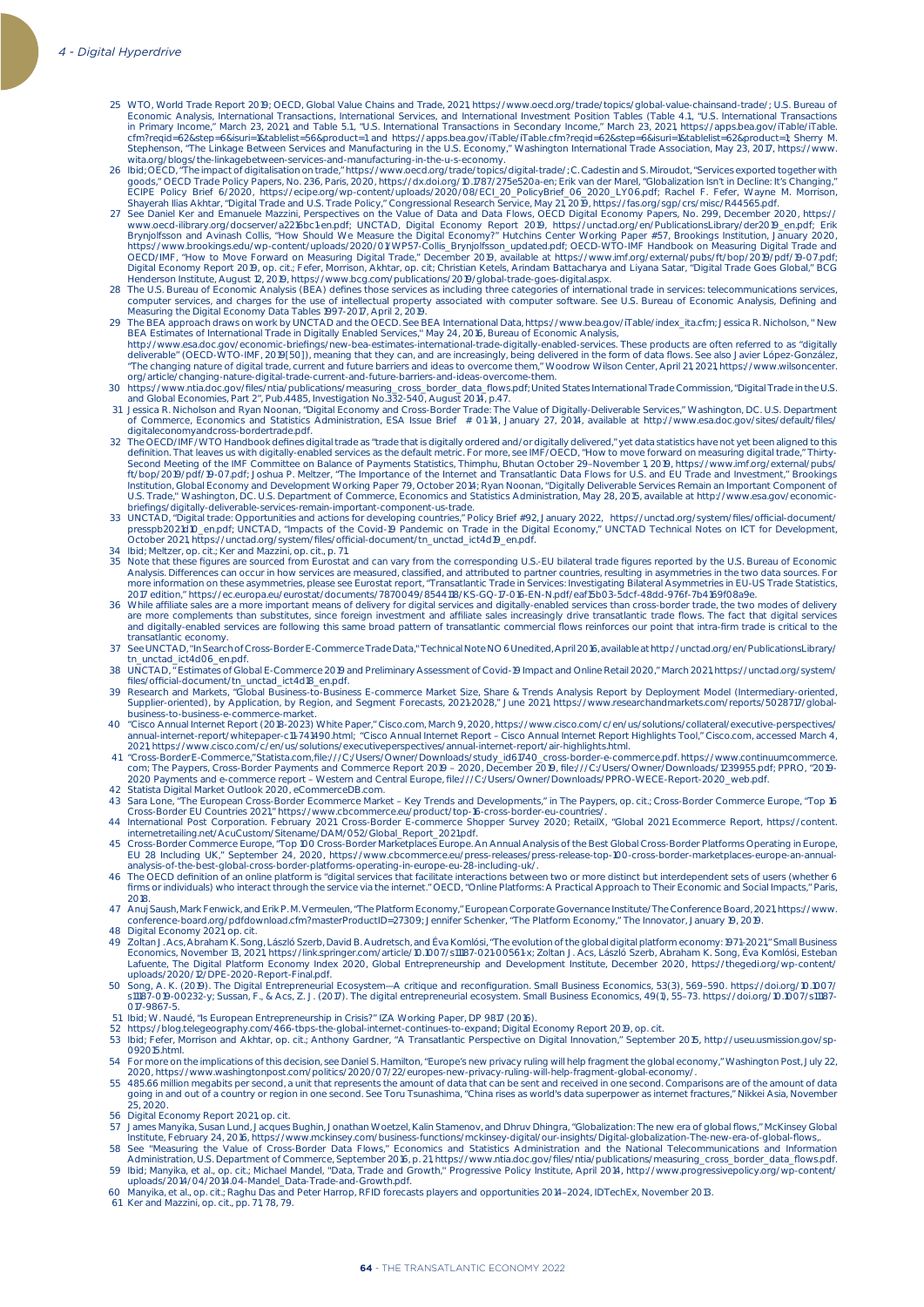25 WTO, World Trade Report 2019; OECD, Global Value Chains and Trade, 2021, https://www.oecd.org/trade/topics/global-value-chainsand-trade/; U.S. Bureau of Economic Analysis, International Transactions, International Services, and International Investment Position Tables (Table 4.1, "U.S. International Transactions in Primary Income," March 23, 2021, and Table 5.1, "U.S. International Transactions in Secondary Income," March 23, 2021, https://apps.bea.gov/iTable/iTable.cfm?reqid=62&step=6&isuri=1&tablelist=56&product=1 and https://apps.bea.gov/iTable/iTable.cfm?reqid=62&step=6&isuri=1&tablelist=62&product=1 Sherry M. Stephenson, "The Linkage Between Services and Manufacturing in the U.S. Economy," Washington International Trade Association, May 23, 2017, https://www.wita.org/blogs/the-linkagebetween-services-and-manufacturing-in-the-u-s-economy.

26 Ibid; OECD, "The impact of digitalisation on trade," https://www.oecd.org/trade/topics/digital-trade/; C. Cadestin and S. Miroudot, "Services exported together with goods," OECD Trade Policy Papers, No. 236, Paris, 2020, https://dx.doi.org/10.1787/275e520a-en; Erik van der Marel, "Globalization Isn't in Decline: It's Changing," ECIPE Policy Brief 6/2020, https://ecipe.org/wp-content/uploads/2020/08/ECI_20_PolicyBrief_06_2020_LY06.pdf; Rachel F. Fefer, Wayne M. Morrison, Shayerah Ilias Akhtar, "Digital Trade and U.S. Trade Policy," Congressional Research Service, May 21, 2019, https://fas.org/sgp/crs/misc/R44565.pdf.

27 See Daniel Ker and Emanuele Mazzini, Perspectives on the Value of Data and Data Flows, OECD Digital Economy Papers, No. 299, December 2020, https://www.oecd-ilibrary.org/docserver/a2216bc1-en.pdf; UNCTAD, Digital Economy Report 2019, https://unctad.org/en/PublicationsLibrary/der2019_en.pdf; Erik Brynjolfsson and Avinash Collis, "How Should We Measure the Digital Economy?" Hutchins Center Working Paper #57, Brookings Institution, January 2020, https://www.brookings.edu/wp-content/uploads/2020/01/WP57-Collis_Brynjolfsson_updated.pdf; OECD-WTO-IMF Handbook on Measuring Digital Trade and OECD/IMF, "How to Move Forward on Measuring Digital Trade," December 2019, available at https://www.imf.org/external/pubs/ft/bop/2019/pdf/19-07.pdf; Digital Economy Report 2019, op. cit.; Fefer, Morrison, Akhtar, op. cit; Christian Ketels, Arindam Battacharya and Liyana Satar, "Digital Trade Goes Global," BCG Henderson Institute, August 12, 2019, https://www.bcg.com/publications/2019/global-trade-goes-digital.aspx.

28 The U.S. Bureau of Economic Analysis (BEA) defines those services as including three categories of international trade in services: telecommunications services, computer services, and charges for the use of intellectual property associated with computer software. See U.S. Bureau of Economic Analysis, Defining and Measuring the Digital Economy Data Tables 1997-2017, April 2, 2019.

29 The BEA approach draws on work by UNCTAD and the OECD. See BEA International Data, https://www.bea.gov/iTable/index_ita.cfm; Jessica R. Nicholson, " New BEA Estimates of International Trade in Digitally Enabled Services," May 24, 2016, Bureau of Economic Analysis, http://www.esa.doc.gov/economic-briefings/new-bea-estimates-international-trade-digitally-enabled-services. These products are often referred to as "digitally deliverable" (OECD-WTO-IMF, 2019[50]), meaning that they can, and are increasingly, being delivered in the form of data flows. See also Javier López-González, "The changing nature of digital trade, current and future barriers and ideas to overcome them," Woodrow Wilson Center, April 21, 2021, https://www.wilsoncenter.org/article/changing-nature-digital-trade-current-and-future-barriers-and-ideas-overcome-them.

30 https://www.ntia.doc.gov/files/ntia/publications/measuring_cross_border_data_flows.pdf; United States International Trade Commission, "Digital Trade in the U.S. and Global Economies, Part 2", Pub.4485, Investigation No.332-540, August 2014, p.47.

31 Jessica R. Nicholson and Ryan Noonan, "Digital Economy and Cross-Border Trade: The Value of Digitally-Deliverable Services," Washington, DC. U.S. Department of Commerce, Economics and Statistics Administration, ESA Issue Brief # 01-14, January 27, 2014, available at http://www.esa.doc.gov/sites/default/files/digitaleconomyandcross-bordertrade.pdf.

32 The OECD/IMF/WTO Handbook defines digital trade as "trade that is digitally ordered and/or digitally delivered," yet data statistics have not yet been aligned to this definition. That leaves us with digitally-enabled services as the default metric. For more, see IMF/OECD, "How to move forward on measuring digital trade," Thirty-Second Meeting of the IMF Committee on Balance of Payments Statistics, Thimphu, Bhutan October 29–November 1, 2019, https://www.imf.org/external/pubs/ft/bop/2019/pdf/19-07.pdf; Joshua P. Meltzer, "The Importance of the Internet and Transatlantic Data Flows for U.S. and EU Trade and Investment," Brookings Institution, Global Economy and Development Working Paper 79, October 2014; Ryan Noonan, "Digitally Deliverable Services Remain an Important Component of U.S. Trade," Washington, DC. U.S. Department of Commerce, Economics and Statistics Administration, May 28, 2015, available at http://www.esa.gov/economic-briefings/digitally-deliverable-services-remain-important-component-us-trade.

33 UNCTAD, "Digital trade: Opportunities and actions for developing countries," Policy Brief #92, January 2022, https://unctad.org/system/files/official-document/presspb2021d10_en.pdf; UNCTAD, "Impacts of the Covid-19 Pandemic on Trade in the Digital Economy," UNCTAD Technical Notes on ICT for Development, October 2021, https://unctad.org/system/files/official-document/tn_unctad_ict4d19_en.pdf.

34 Ibid; Meltzer, op. cit.; Ker and Mazzini, op. cit., p. 71.

35 Note that these figures are sourced from Eurostat and can vary from the corresponding U.S.-EU bilateral trade figures reported by the U.S. Bureau of Economic Analysis. Differences can occur in how services are measured, classified, and attributed to partner countries, resulting in asymmetries in the two data sources. For more information on these asymmetries, please see Eurostat report, "Transatlantic Trade in Services: Investigating Bilateral Asymmetries in EU-US Trade Statistics, 2017 edition," https://ec.europa.eu/eurostat/documents/7870049/8544118/KS-GQ-17-016-EN-N.pdf/eaf15b03-5dcf-48dd-976f-7b4169f08a9e.

36 While affiliate sales are a more important means of delivery for digital services and digitally-enabled services than cross-border trade, the two modes of delivery are more complements than substitutes, since foreign investment and affiliate sales increasingly drive transatlantic trade flows. The fact that digital services and digitally-enabled services are following this same broad pattern of transatlantic commercial flows reinforces our point that intra-firm trade is critical to the transatlantic economy.

37 See UNCTAD, "In Search of Cross-Border E-Commerce Trade Data," Technical Note NO 6 Unedited, April 2016, available at http://unctad.org/en/PublicationsLibrary/tn_unctad_ict4d06_en.pdf.

38 UNCTAD, " Estimates of Global E-Commerce 2019 and Preliminary Assessment of Covid-19 Impact and Online Retail 2020," March 2021, https://unctad.org/system/files/official-document/tn_unctad_ict4d18_en.pdf.

39 Research and Markets, "Global Business-to-Business E-commerce Market Size, Share & Trends Analysis Report by Deployment Model (Intermediary-oriented, Supplier-oriented), by Application, by Region, and Segment Forecasts, 2021-2028," June 2021, https://www.researchandmarkets.com/reports/5028717/global-business-to-business-e-commerce-market.

40 "Cisco Annual Internet Report (2018-2023) White Paper," Cisco.com, March 9, 2020, https://www.cisco.com/c/en/us/solutions/collateral/executive-perspectives/annual-internet-report/whitepaper-c11-741490.html; "Cisco Annual Internet Report – Cisco Annual Internet Report Highlights Tool," Cisco.com, accessed March 4, 2021, https://www.cisco.com/c/en/us/solutions/executiveperspectives/annual-internet-report/air-highlights.html.

41 "Cross-Border E-Commerce," Statista.com, file:///C:/Users/Owner/Downloads/study_id61740_cross-border-e-commerce.pdf. https://www.continuumcommerce.com; The Paypers, Cross-Border Payments and Commerce Report 2019 – 2020, December 2019, file:///C:/Users/Owner/Downloads/1239955.pdf; PPRO, "2019-2020 Payments and e-commerce report – Western and Central Europe, file:///C:/Users/Owner/Downloads/PPRO-WECE-Report-2020_web.pdf.

42 Statista Digital Market Outlook 2020, eCommerceDB.com.

43 Sara Lone, "The European Cross-Border Ecommerce Market – Key Trends and Developments," in The Paypers, op. cit.; Cross-Border Commerce Europe, "Top 16 Cross-Border EU Countries 2021," https://www.cbcommerce.eu/product/top-16-cross-border-eu-countries/.

44 International Post Corporation. February 2021. Cross-Border E-commerce Shopper Survey 2020; RetailX, "Global 2021 Ecommerce Report, https://content.internetretailing.net/AcuCustom/Sitename/DAM/052/Global_Report_2021.pdf.

45 Cross-Border Commerce Europe, "Top 100 Cross-Border Marketplaces Europe. An Annual Analysis of the Best Global Cross-Border Platforms Operating in Europe, EU 28 Including UK," September 24, 2020, https://www.cbcommerce.eu/press-releases/press-release-top-100-cross-border-marketplaces-europe-an-annual-analysis-of-the-best-global-cross-border-platforms-operating-in-europe-eu-28-including-uk/.

46 The OECD definition of an online platform is "digital services that facilitate interactions between two or more distinct but interdependent sets of users (whether firms or individuals) who interact through the service via the internet." OECD, "Online Platforms: A Practical Approach to Their Economic and Social Impacts," Paris, 2018.

47 Anuj Saush, Mark Fenwick, and Erik P. M. Vermeulen, "The Platform Economy," European Corporate Governance Institute/The Conference Board, 2021, https://www.conference-board.org/pdfdownload.cfm?masterProductID=27309; Jennifer Schenker, "The Platform Economy," The Innovator, January 19, 2019.

48 Digital Economy 2021, op. cit.

49 Zoltan J. Acs, Abraham K. Song, László Szerb, David B. Audretsch, and Éva Komlósi, "The evolution of the global digital platform economy: 1971-2021," Small Business Economics, November 13, 2021, https://link.springer.com/article/10.1007/s11187-021-00561-x; Zoltan J. Acs, László Szerb, Abraham K. Song, Éva Komlósi, Esteban Lafuente, The Digital Platform Economy Index 2020, Global Entrepreneurship and Development Institute, December 2020, https://thegedi.org/wp-content/uploads/2020/12/DPE-2020-Report-Final.pdf.

50 Song, A. K. (2019). The Digital Entrepreneurial Ecosystem—A critique and reconfiguration. Small Business Economics, 53(3), 569–590. https://doi.org/10.1007/s11187-019-00232-y; Sussan, F., & Acs, Z. J. (2017). The digital entrepreneurial ecosystem. Small Business Economics, 49(1), 55–73. https://doi.org/10.1007/s11187-017-9867-5.

51 Ibid; W. Naudé, "Is European Entrepreneurship in Crisis?" IZA Working Paper, DP 9817 (2016).

52 https://blog.telegeography.com/466-tbps-the-global-internet-continues-to-expand; Digital Economy Report 2019, op. cit.

53 Ibid; Fefer, Morrison and Akhtar, op. cit.; Anthony Gardner, "A Transatlantic Perspective on Digital Innovation," September 2015, http://useu.usmission.gov/sp-092015.html.

54 For more on the implications of this decision, see Daniel S. Hamilton, "Europe's new privacy ruling will help fragment the global economy," Washington Post, July 22, 2020, https://www.washingtonpost.com/politics/2020/07/22/europes-new-privacy-ruling-will-help-fragment-global-economy/.

55 485.66 million megabits per second, a unit that represents the amount of data that can be sent and received in one second. Comparisons are of the amount of data going in and out of a country or region in one second. See Toru Tsunashima, "China rises as world's data superpower as internet fractures," Nikkei Asia, November 25, 2020.

56 Digital Economy Report 2021, op. cit.

57 James Manyika, Susan Lund, Jacques Bughin, Jonathan Woetzel, Kalin Stamenov, and Dhruv Dhingra, "Globalization: The new era of global flows," McKinsey Global Institute, February 24, 2016, https://www.mckinsey.com/business-functions/mckinsey-digital/our-insights/Digital-globalization-The-new-era-of-global-flows,.

58 See "Measuring the Value of Cross-Border Data Flows," Economics and Statistics Administration and the National Telecommunications and Information Administration, U.S. Department of Commerce, September 2016, p. 21, https://www.ntia.doc.gov/files/ntia/publications/measuring_cross_border_data_flows.pdf.

59 Ibid; Manyika, et al., op. cit.; Michael Mandel, "Data, Trade and Growth," Progressive Policy Institute, April 2014, http://www.progressivepolicy.org/wp-content/uploads/2014/04/2014.04-Mandel_Data-Trade-and-Growth.pdf.

60 Manyika, et al., op. cit.; Raghu Das and Peter Harrop, RFID forecasts players and opportunities 2014–2024, IDTechEx, November 2013.

61 Ker and Mazzini, op. cit., pp. 71, 78, 79.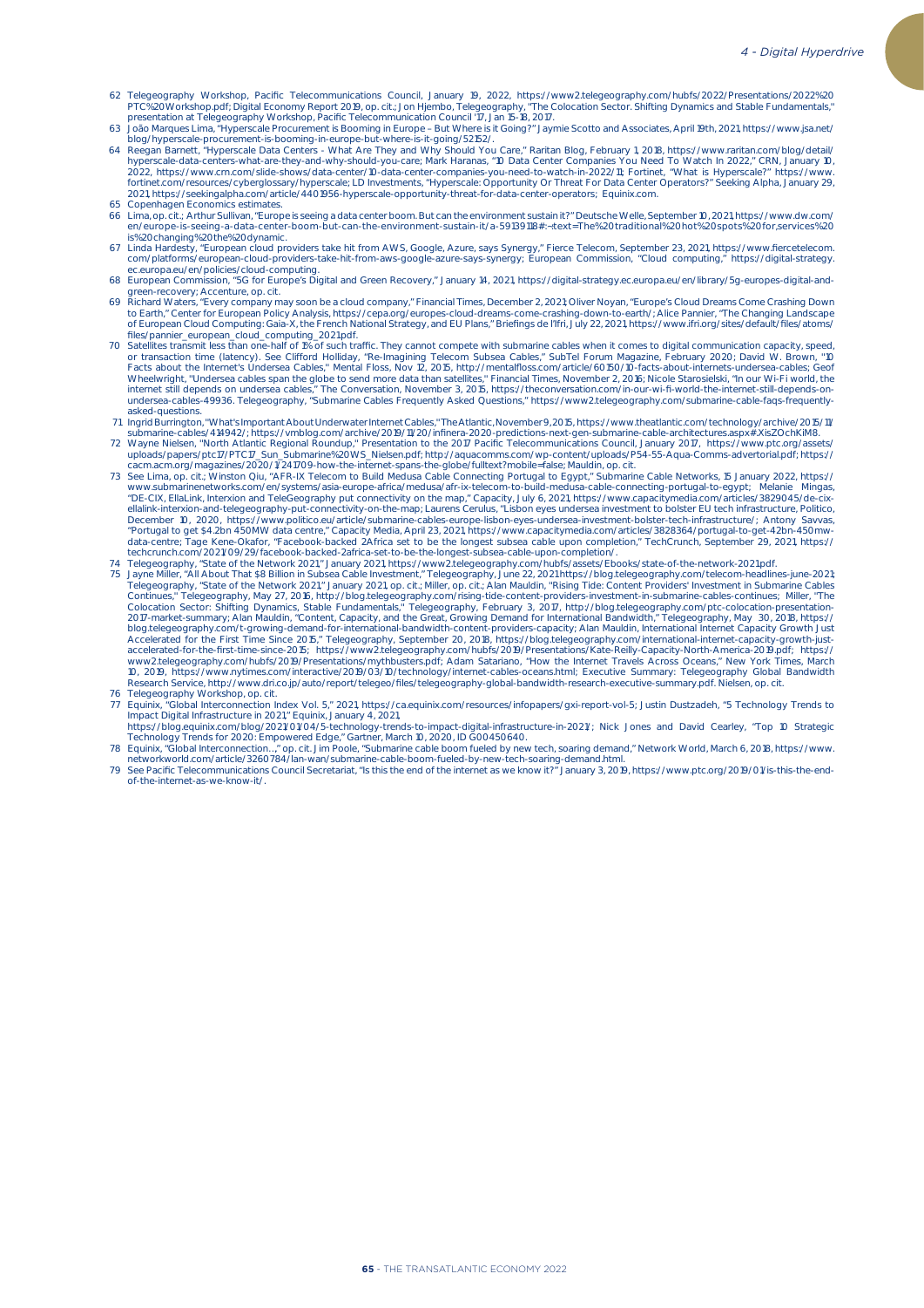62 Telegeography Workshop, Pacific Telecommunications Council, January 19, 2022, https://www2.telegeography.com/hubfs/2022/Presentations/2022%20PTC%20Workshop.pdf; Digital Economy Report 2019, op. cit.; Jon Hjembo, Telegeography, "The Colocation Sector. Shifting Dynamics and Stable Fundamentals," presentation at Telegeography Workshop, Pacific Telecommunication Council '17, Jan 15-18, 2017.

63 João Marques Lima, "Hyperscale Procurement is Booming in Europe – But Where is it Going?" Jaymie Scotto and Associates, April 19th, 2021, https://www.jsa.net/blog/hyperscale-procurement-is-booming-in-europe-but-where-is-it-going/52152/.

64 Reegan Barnett, "Hyperscale Data Centers - What Are They and Why Should You Care," Raritan Blog, February 1, 2018, https://www.raritan.com/blog/detail/hyperscale-data-centers-what-are-they-and-why-should-you-care; Mark Haranas, "10 Data Center Companies You Need To Watch In 2022," CRN, January 10, 2022, https://www.crn.com/slide-shows/data-center/10-data-center-companies-you-need-to-watch-in-2022/11; Fortinet, "What is Hyperscale?" https://www.fortinet.com/resources/cyberglossary/hyperscale; LD Investments, "Hyperscale: Opportunity Or Threat For Data Center Operators?" Seeking Alpha, January 29, 2021, https://seekingalpha.com/article/4401956-hyperscale-opportunity-threat-for-data-center-operators; Equinix.com.

65 Copenhagen Economics estimates.

66 Lima, op. cit.; Arthur Sullivan, "Europe is seeing a data center boom. But can the environment sustain it?" Deutsche Welle, September 10, 2021, https://www.dw.com/en/europe-is-seeing-a-data-center-boom-but-can-the-environment-sustain-it/a-59139118#:~text=The%20traditional%20hot%20spots%20for,services%20is%20changing%20the%20dynamic.

67 Linda Hardesty, "European cloud providers take hit from AWS, Google, Azure, says Synergy," Fierce Telecom, September 23, 2021, https://www.fiercetelecom.com/platforms/european-cloud-providers-take-hit-from-aws-google-azure-says-synergy; European Commission, "Cloud computing," https://digital-strategy.ec.europa.eu/en/policies/cloud-computing.

68 European Commission, "5G for Europe's Digital and Green Recovery," January 14, 2021, https://digital-strategy.ec.europa.eu/en/library/5g-europes-digital-and-green-recovery; Accenture, op. cit.

69 Richard Waters, "Every company may soon be a cloud company," Financial Times, December 2, 2021; Oliver Noyan, "Europe's Cloud Dreams Come Crashing Down to Earth," Center for European Policy Analysis, https://cepa.org/europes-cloud-dreams-come-crashing-down-to-earth/; Alice Pannier, "The Changing Landscape of European Cloud Computing: Gaia-X, the French National Strategy, and EU Plans," Briefings de l'Ifri, July 22, 2021, https://www.ifri.org/sites/default/files/atoms/files/pannier_european_cloud_computing_2021.pdf.

70 Satellites transmit less than one-half of 1% of such traffic. They cannot compete with submarine cables when it comes to digital communication capacity, speed, or transaction time (latency). See Clifford Holliday, "Re-Imagining Telecom Subsea Cables," SubTel Forum Magazine, February 2020; David W. Brown, "10 Facts about the Internet's Undersea Cables," Mental Floss, Nov 12, 2015, http://mentalfloss.com/article/60150/10-facts-about-internets-undersea-cables; Geof Wheelwright, "Undersea cables span the globe to send more data than satellites," Financial Times, November 2, 2016; Nicole Starosielski, "In our Wi-Fi world, the internet still depends on undersea cables," The Conversation, November 3, 2015, https://theconversation.com/in-our-wi-fi-world-the-internet-still-depends-on-undersea-cables-49936. Telegeography, "Submarine Cables Frequently Asked Questions," https://www2.telegeography.com/submarine-cable-faqs-frequently-asked-questions.

71 Ingrid Burrington, "What's Important About Underwater Internet Cables," The Atlantic, November 9, 2015, https://www.theatlantic.com/technology/archive/2015/11/submarine-cables/414942/; https://vmblog.com/archive/2019/11/20/infinera-2020-predictions-next-gen-submarine-cable-architectures.aspx#.XisZOchKiM8.

72 Wayne Nielsen, "North Atlantic Regional Roundup," Presentation to the 2017 Pacific Telecommunications Council, January 2017, https://www.ptc.org/assets/uploads/papers/ptc17/PTC17_Sun_Submarine%20WS_Nielsen.pdf; http://aquacomms.com/wp-content/uploads/P54-55-Aqua-Comms-advertorial.pdf; https://cacm.acm.org/magazines/2020/1/241709-how-the-internet-spans-the-globe/fulltext?mobile=false; Mauldin, op. cit.

73 See Lima, op. cit.; Winston Qiu, "AFR-IX Telecom to Build Medusa Cable Connecting Portugal to Egypt," Submarine Cable Networks, 15 January 2022, https://www.submarinenetworks.com/en/systems/asia-europe-africa/medusa/afr-ix-telecom-to-build-medusa-cable-connecting-portugal-to-egypt; Melanie Mingas, "DE-CIX, EllaLink, Interxion and TeleGeography put connectivity on the map," Capacity, July 6, 2021, https://www.capacitymedia.com/articles/3829045/de-cix-ellalink-interxion-and-telegeography-put-connectivity-on-the-map; Laurens Cerulus, "Lisbon eyes undersea investment to bolster EU tech infrastructure, Politico, December 10, 2020, https://www.politico.eu/article/submarine-cables-europe-lisbon-eyes-undersea-investment-bolster-tech-infrastructure/; Antony Savvas, "Portugal to get $4.2bn 450MW data centre," Capacity Media, April 23, 2021, https://www.capacitymedia.com/articles/3828364/portugal-to-get-42bn-450mw-data-centre; Tage Kene-Okafor, "Facebook-backed 2Africa set to be the longest subsea cable upon completion," TechCrunch, September 29, 2021, https://techcrunch.com/2021/09/29/facebook-backed-2africa-set-to-be-the-longest-subsea-cable-upon-completion/.

74 Telegeography, "State of the Network 2021," January 2021, https://www2.telegeography.com/hubfs/assets/Ebooks/state-of-the-network-2021.pdf.

75 Jayne Miller, "All About That $8 Billion in Subsea Cable Investment," Telegeography, June 22, 2021 https://blog.telegeography.com/telecom-headlines-june-2021; Telegeography, "State of the Network 2021," January 2021, op. cit.; Miller, op. cit.; Alan Mauldin, "Rising Tide: Content Providers' Investment in Submarine Cables Continues," Telegeography, May 27, 2016, http://blog.telegeography.com/rising-tide-content-providers-investment-in-submarine-cables-continues; Miller, "The Colocation Sector: Shifting Dynamics, Stable Fundamentals," Telegeography, February 3, 2017, http://blog.telegeography.com/ptc-colocation-presentation-2017-market-summary; Alan Mauldin, "Content, Capacity, and the Great, Growing Demand for International Bandwidth," Telegeography, May 30, 2018, https://blog.telegeography.com/t-growing-demand-for-international-bandwidth-content-providers-capacity; Alan Mauldin, International Internet Capacity Growth Just Accelerated for the First Time Since 2015," Telegeography, September 20, 2018, https://blog.telegeography.com/international-internet-capacity-growth-just-accelerated-for-the-first-time-since-2015; https://www2.telegeography.com/hubfs/2019/Presentations/Kate-Reilly-Capacity-North-America-2019.pdf; https://www2.telegeography.com/hubfs/2019/Presentations/mythbusters.pdf; Adam Satariano, "How the Internet Travels Across Oceans," New York Times, March 10, 2019, https://www.nytimes.com/interactive/2019/03/10/technology/internet-cables-oceans.html; Executive Summary: Telegeography Global Bandwidth Research Service, http://www.dri.co.jp/auto/report/telegeo/files/telegeography-global-bandwidth-research-executive-summary.pdf. Nielsen, op. cit.

76 Telegeography Workshop, op. cit.

77 Equinix, "Global Interconnection Index Vol. 5," 2021, https://ca.equinix.com/resources/infopapers/gxi-report-vol-5; Justin Dustzadeh, "5 Technology Trends to Impact Digital Infrastructure in 2021," Equinix, January 4, 2021, https://blog.equinix.com/blog/2021/01/04/5-technology-trends-to-impact-digital-infrastructure-in-2021/; Nick Jones and David Cearley, "Top 10 Strategic Technology Trends for 2020: Empowered Edge," Gartner, March 10, 2020, ID G00450640.

78 Equinix, "Global Interconnection...," op. cit. Jim Poole, "Submarine cable boom fueled by new tech, soaring demand," Network World, March 6, 2018, https://www.networkworld.com/article/3260784/lan-wan/submarine-cable-boom-fueled-by-new-tech-soaring-demand.html.

79 See Pacific Telecommunications Council Secretariat, "Is this the end of the internet as we know it?" January 3, 2019, https://www.ptc.org/2019/01/is-this-the-end-of-the-internet-as-we-know-it/.